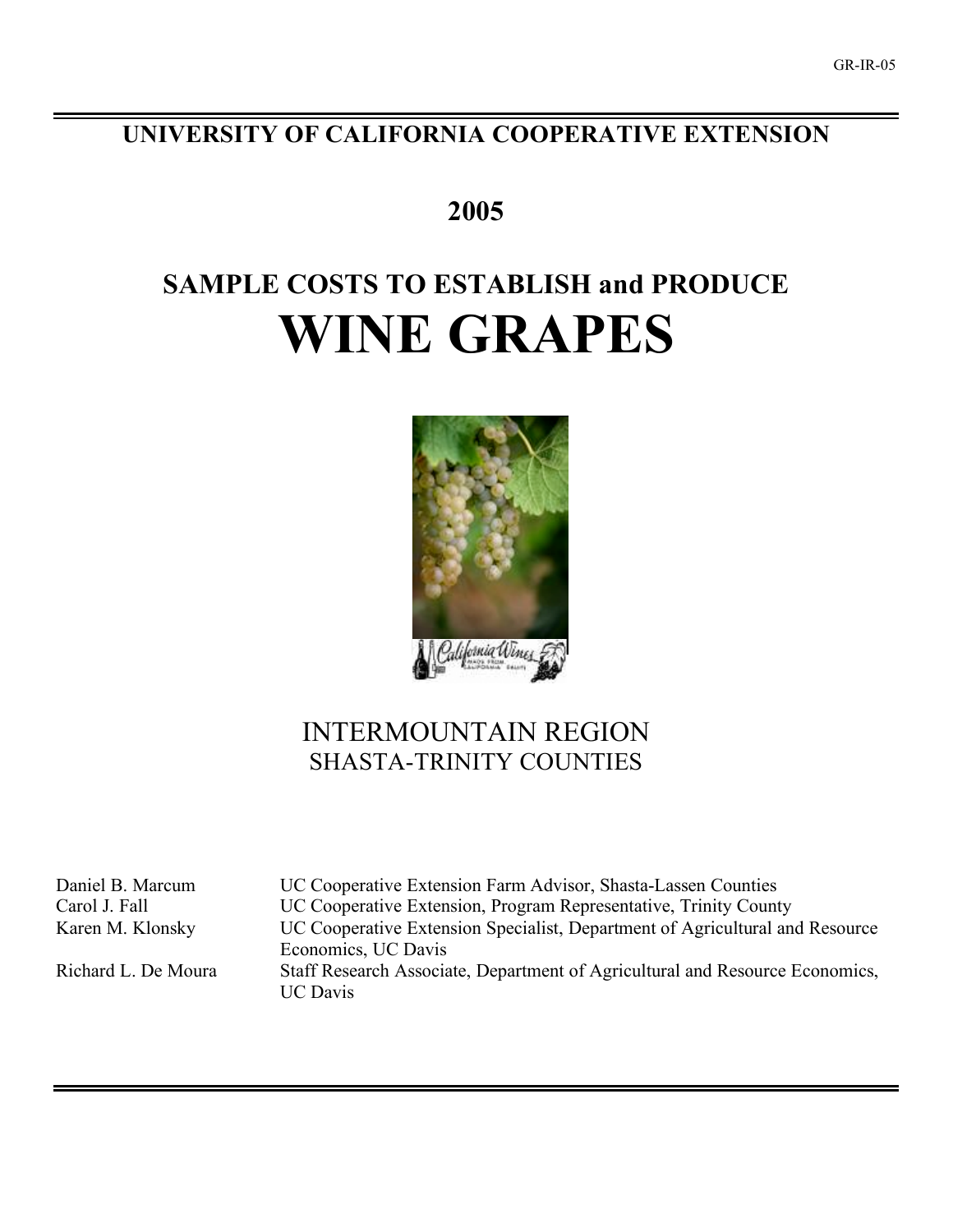GR-IR-05

# UNIVERSITY OF CALIFORNIA COOPERATIVE EXTENSION

## 2005

## SAMPLE COSTS TO ESTABLISH and PRODUCE

# WINE GRAPES

## INTERMOUNTAIN REGION
### SHASTA-TRINITY COUNTIES

| | |
|---|---|
| Daniel B. Marcum | UC Cooperative Extension Farm Advisor, Shasta-Lassen Counties |
| Carol J. Fall | UC Cooperative Extension, Program Representative, Trinity County |
| Karen M. Klonsky | UC Cooperative Extension Specialist, Department of Agricultural and Resource Economics, UC Davis |
| Richard L. De Moura | Staff Research Associate, Department of Agricultural and Resource Economics, UC Davis |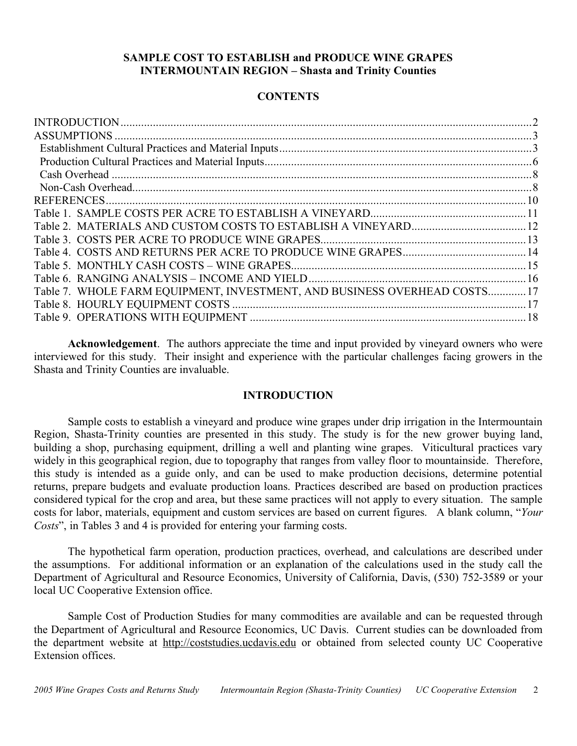**SAMPLE COST TO ESTABLISH and PRODUCE WINE GRAPES**
**INTERMOUNTAIN REGION – Shasta and Trinity Counties**

## CONTENTS

| | |
|---|---|
| INTRODUCTION | 2 |
| ASSUMPTIONS | 3 |
| Establishment Cultural Practices and Material Inputs | 3 |
| Production Cultural Practices and Material Inputs | 6 |
| Cash Overhead | 8 |
| Non-Cash Overhead | 8 |
| REFERENCES | 10 |
| Table 1. SAMPLE COSTS PER ACRE TO ESTABLISH A VINEYARD | 11 |
| Table 2. MATERIALS AND CUSTOM COSTS TO ESTABLISH A VINEYARD | 12 |
| Table 3. COSTS PER ACRE TO PRODUCE WINE GRAPES | 13 |
| Table 4. COSTS AND RETURNS PER ACRE TO PRODUCE WINE GRAPES | 14 |
| Table 5. MONTHLY CASH COSTS – WINE GRAPES | 15 |
| Table 6. RANGING ANALYSIS – INCOME AND YIELD | 16 |
| Table 7. WHOLE FARM EQUIPMENT, INVESTMENT, AND BUSINESS OVERHEAD COSTS | 17 |
| Table 8. HOURLY EQUIPMENT COSTS | 17 |
| Table 9. OPERATIONS WITH EQUIPMENT | 18 |

**Acknowledgement**. The authors appreciate the time and input provided by vineyard owners who were interviewed for this study. Their insight and experience with the particular challenges facing growers in the Shasta and Trinity Counties are invaluable.

## INTRODUCTION

Sample costs to establish a vineyard and produce wine grapes under drip irrigation in the Intermountain Region, Shasta-Trinity counties are presented in this study. The study is for the new grower buying land, building a shop, purchasing equipment, drilling a well and planting wine grapes. Viticultural practices vary widely in this geographical region, due to topography that ranges from valley floor to mountainside. Therefore, this study is intended as a guide only, and can be used to make production decisions, determine potential returns, prepare budgets and evaluate production loans. Practices described are based on production practices considered typical for the crop and area, but these same practices will not apply to every situation. The sample costs for labor, materials, equipment and custom services are based on current figures. A blank column, "*Your Costs*", in Tables 3 and 4 is provided for entering your farming costs.

The hypothetical farm operation, production practices, overhead, and calculations are described under the assumptions. For additional information or an explanation of the calculations used in the study call the Department of Agricultural and Resource Economics, University of California, Davis, (530) 752-3589 or your local UC Cooperative Extension office.

Sample Cost of Production Studies for many commodities are available and can be requested through the Department of Agricultural and Resource Economics, UC Davis. Current studies can be downloaded from the department website at http://coststudies.ucdavis.edu or obtained from selected county UC Cooperative Extension offices.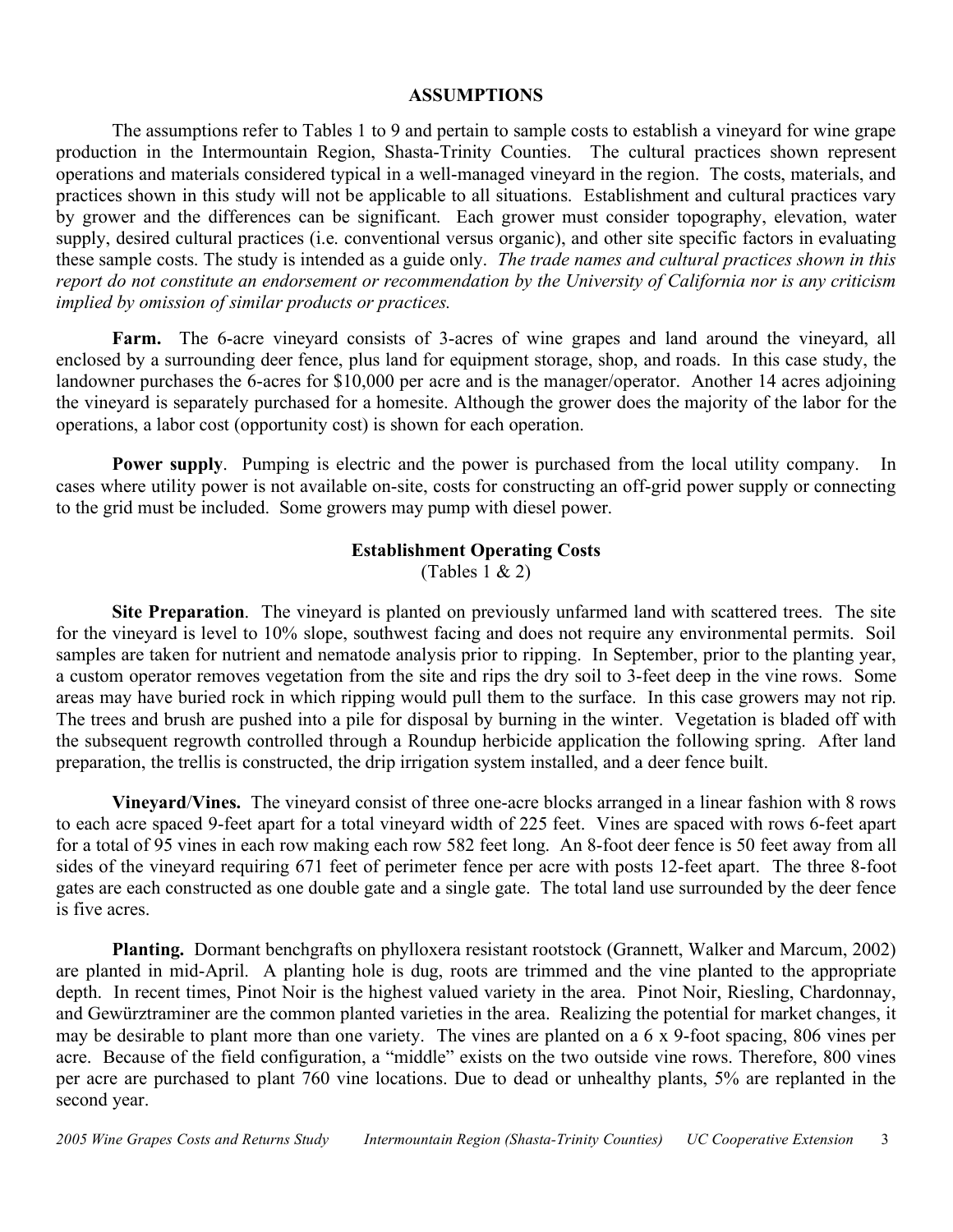## ASSUMPTIONS

The assumptions refer to Tables 1 to 9 and pertain to sample costs to establish a vineyard for wine grape production in the Intermountain Region, Shasta-Trinity Counties. The cultural practices shown represent operations and materials considered typical in a well-managed vineyard in the region. The costs, materials, and practices shown in this study will not be applicable to all situations. Establishment and cultural practices vary by grower and the differences can be significant. Each grower must consider topography, elevation, water supply, desired cultural practices (i.e. conventional versus organic), and other site specific factors in evaluating these sample costs. The study is intended as a guide only. *The trade names and cultural practices shown in this report do not constitute an endorsement or recommendation by the University of California nor is any criticism implied by omission of similar products or practices.*

**Farm.** The 6-acre vineyard consists of 3-acres of wine grapes and land around the vineyard, all enclosed by a surrounding deer fence, plus land for equipment storage, shop, and roads. In this case study, the landowner purchases the 6-acres for $10,000 per acre and is the manager/operator. Another 14 acres adjoining the vineyard is separately purchased for a homesite. Although the grower does the majority of the labor for the operations, a labor cost (opportunity cost) is shown for each operation.

**Power supply**. Pumping is electric and the power is purchased from the local utility company. In cases where utility power is not available on-site, costs for constructing an off-grid power supply or connecting to the grid must be included. Some growers may pump with diesel power.

### Establishment Operating Costs

(Tables 1 & 2)

**Site Preparation**. The vineyard is planted on previously unfarmed land with scattered trees. The site for the vineyard is level to 10% slope, southwest facing and does not require any environmental permits. Soil samples are taken for nutrient and nematode analysis prior to ripping. In September, prior to the planting year, a custom operator removes vegetation from the site and rips the dry soil to 3-feet deep in the vine rows. Some areas may have buried rock in which ripping would pull them to the surface. In this case growers may not rip. The trees and brush are pushed into a pile for disposal by burning in the winter. Vegetation is bladed off with the subsequent regrowth controlled through a Roundup herbicide application the following spring. After land preparation, the trellis is constructed, the drip irrigation system installed, and a deer fence built.

**Vineyard/Vines.** The vineyard consist of three one-acre blocks arranged in a linear fashion with 8 rows to each acre spaced 9-feet apart for a total vineyard width of 225 feet. Vines are spaced with rows 6-feet apart for a total of 95 vines in each row making each row 582 feet long. An 8-foot deer fence is 50 feet away from all sides of the vineyard requiring 671 feet of perimeter fence per acre with posts 12-feet apart. The three 8-foot gates are each constructed as one double gate and a single gate. The total land use surrounded by the deer fence is five acres.

**Planting.** Dormant benchgrafts on phylloxera resistant rootstock (Grannett, Walker and Marcum, 2002) are planted in mid-April. A planting hole is dug, roots are trimmed and the vine planted to the appropriate depth. In recent times, Pinot Noir is the highest valued variety in the area. Pinot Noir, Riesling, Chardonnay, and Gewürztraminer are the common planted varieties in the area. Realizing the potential for market changes, it may be desirable to plant more than one variety. The vines are planted on a 6 x 9-foot spacing, 806 vines per acre. Because of the field configuration, a "middle" exists on the two outside vine rows. Therefore, 800 vines per acre are purchased to plant 760 vine locations. Due to dead or unhealthy plants, 5% are replanted in the second year.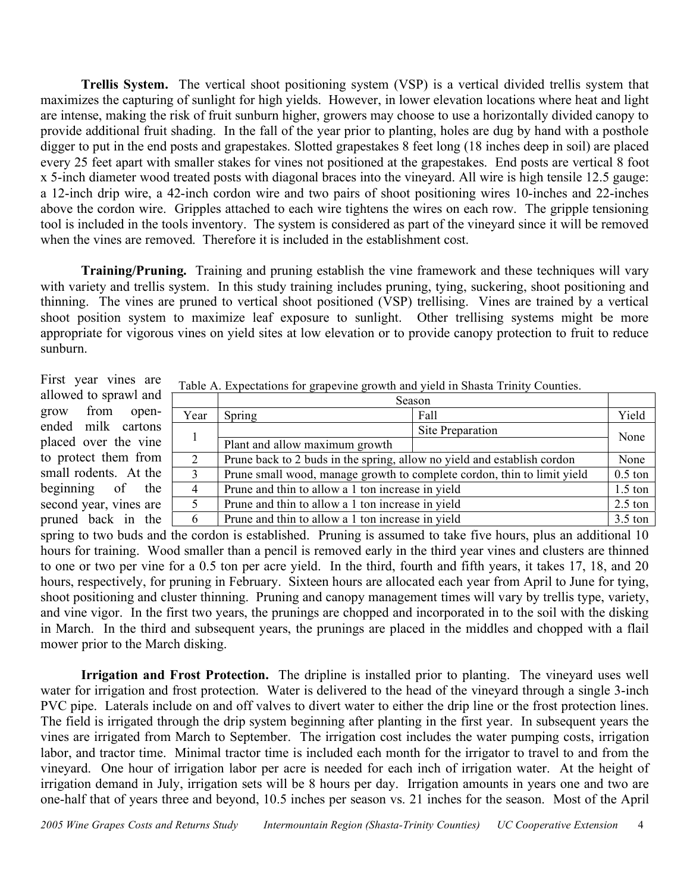**Trellis System.** The vertical shoot positioning system (VSP) is a vertical divided trellis system that maximizes the capturing of sunlight for high yields. However, in lower elevation locations where heat and light are intense, making the risk of fruit sunburn higher, growers may choose to use a horizontally divided canopy to provide additional fruit shading. In the fall of the year prior to planting, holes are dug by hand with a posthole digger to put in the end posts and grapestakes. Slotted grapestakes 8 feet long (18 inches deep in soil) are placed every 25 feet apart with smaller stakes for vines not positioned at the grapestakes. End posts are vertical 8 foot x 5-inch diameter wood treated posts with diagonal braces into the vineyard. All wire is high tensile 12.5 gauge: a 12-inch drip wire, a 42-inch cordon wire and two pairs of shoot positioning wires 10-inches and 22-inches above the cordon wire. Gripples attached to each wire tightens the wires on each row. The gripple tensioning tool is included in the tools inventory. The system is considered as part of the vineyard since it will be removed when the vines are removed. Therefore it is included in the establishment cost.

**Training/Pruning.** Training and pruning establish the vine framework and these techniques will vary with variety and trellis system. In this study training includes pruning, tying, suckering, shoot positioning and thinning. The vines are pruned to vertical shoot positioned (VSP) trellising. Vines are trained by a vertical shoot position system to maximize leaf exposure to sunlight. Other trellising systems might be more appropriate for vigorous vines on yield sites at low elevation or to provide canopy protection to fruit to reduce sunburn.

Table A. Expectations for grapevine growth and yield in Shasta Trinity Counties.

| | Season | | |
|---|---|---|---|
| Year | Spring | Fall | Yield |
| 1 | | Site Preparation | None |
| | Plant and allow maximum growth | | |
| 2 | Prune back to 2 buds in the spring, allow no yield and establish cordon | | None |
| 3 | Prune small wood, manage growth to complete cordon, thin to limit yield | | 0.5 ton |
| 4 | Prune and thin to allow a 1 ton increase in yield | | 1.5 ton |
| 5 | Prune and thin to allow a 1 ton increase in yield | | 2.5 ton |
| 6 | Prune and thin to allow a 1 ton increase in yield | | 3.5 ton |

First year vines are allowed to sprawl and grow from open-ended milk cartons placed over the vine to protect them from small rodents. At the beginning of the second year, vines are pruned back in the spring to two buds and the cordon is established. Pruning is assumed to take five hours, plus an additional 10 hours for training. Wood smaller than a pencil is removed early in the third year vines and clusters are thinned to one or two per vine for a 0.5 ton per acre yield. In the third, fourth and fifth years, it takes 17, 18, and 20 hours, respectively, for pruning in February. Sixteen hours are allocated each year from April to June for tying, shoot positioning and cluster thinning. Pruning and canopy management times will vary by trellis type, variety, and vine vigor. In the first two years, the prunings are chopped and incorporated in to the soil with the disking in March. In the third and subsequent years, the prunings are placed in the middles and chopped with a flail mower prior to the March disking.

**Irrigation and Frost Protection.** The dripline is installed prior to planting. The vineyard uses well water for irrigation and frost protection. Water is delivered to the head of the vineyard through a single 3-inch PVC pipe. Laterals include on and off valves to divert water to either the drip line or the frost protection lines. The field is irrigated through the drip system beginning after planting in the first year. In subsequent years the vines are irrigated from March to September. The irrigation cost includes the water pumping costs, irrigation labor, and tractor time. Minimal tractor time is included each month for the irrigator to travel to and from the vineyard. One hour of irrigation labor per acre is needed for each inch of irrigation water. At the height of irrigation demand in July, irrigation sets will be 8 hours per day. Irrigation amounts in years one and two are one-half that of years three and beyond, 10.5 inches per season vs. 21 inches for the season. Most of the April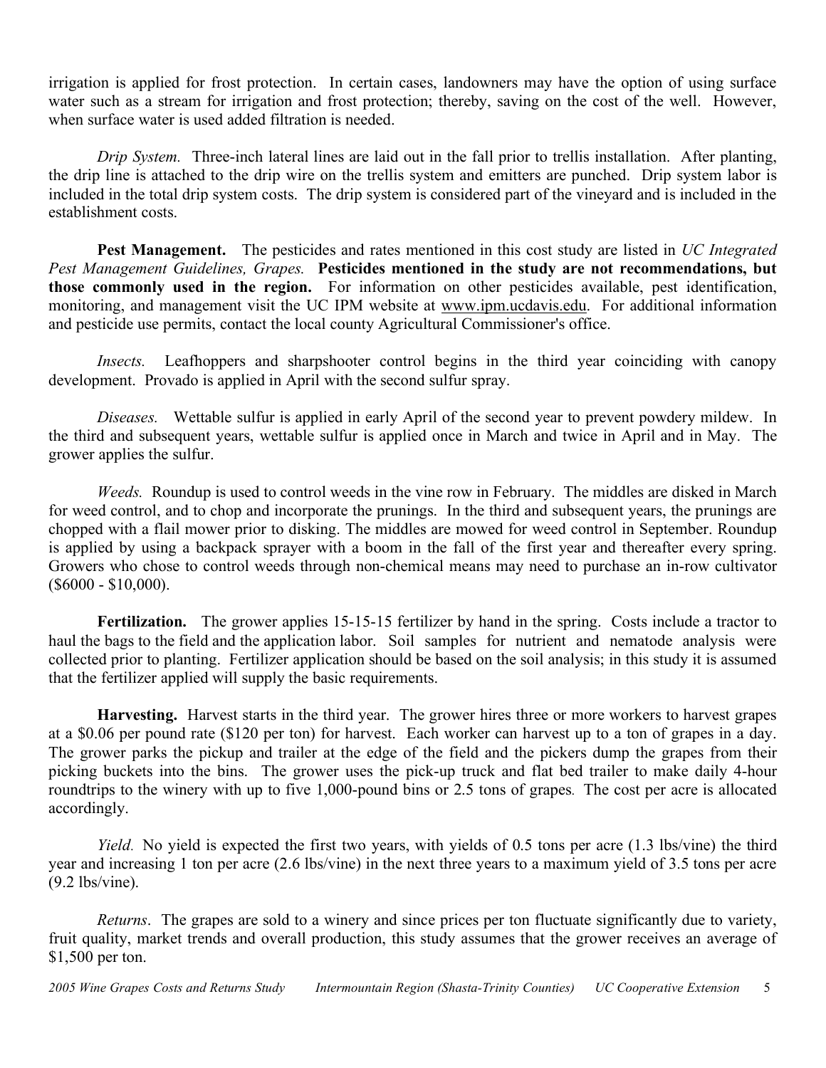irrigation is applied for frost protection. In certain cases, landowners may have the option of using surface water such as a stream for irrigation and frost protection; thereby, saving on the cost of the well. However, when surface water is used added filtration is needed.

*Drip System.* Three-inch lateral lines are laid out in the fall prior to trellis installation. After planting, the drip line is attached to the drip wire on the trellis system and emitters are punched. Drip system labor is included in the total drip system costs. The drip system is considered part of the vineyard and is included in the establishment costs.

**Pest Management.** The pesticides and rates mentioned in this cost study are listed in *UC Integrated Pest Management Guidelines, Grapes.* **Pesticides mentioned in the study are not recommendations, but those commonly used in the region.** For information on other pesticides available, pest identification, monitoring, and management visit the UC IPM website at www.ipm.ucdavis.edu. For additional information and pesticide use permits, contact the local county Agricultural Commissioner's office.

*Insects.* Leafhoppers and sharpshooter control begins in the third year coinciding with canopy development. Provado is applied in April with the second sulfur spray.

*Diseases.* Wettable sulfur is applied in early April of the second year to prevent powdery mildew. In the third and subsequent years, wettable sulfur is applied once in March and twice in April and in May. The grower applies the sulfur.

*Weeds.* Roundup is used to control weeds in the vine row in February. The middles are disked in March for weed control, and to chop and incorporate the prunings. In the third and subsequent years, the prunings are chopped with a flail mower prior to disking. The middles are mowed for weed control in September. Roundup is applied by using a backpack sprayer with a boom in the fall of the first year and thereafter every spring. Growers who chose to control weeds through non-chemical means may need to purchase an in-row cultivator ($6000 - $10,000).

**Fertilization.** The grower applies 15-15-15 fertilizer by hand in the spring. Costs include a tractor to haul the bags to the field and the application labor. Soil samples for nutrient and nematode analysis were collected prior to planting. Fertilizer application should be based on the soil analysis; in this study it is assumed that the fertilizer applied will supply the basic requirements.

**Harvesting.** Harvest starts in the third year. The grower hires three or more workers to harvest grapes at a $0.06 per pound rate ($120 per ton) for harvest. Each worker can harvest up to a ton of grapes in a day. The grower parks the pickup and trailer at the edge of the field and the pickers dump the grapes from their picking buckets into the bins. The grower uses the pick-up truck and flat bed trailer to make daily 4-hour roundtrips to the winery with up to five 1,000-pound bins or 2.5 tons of grapes. The cost per acre is allocated accordingly.

*Yield.* No yield is expected the first two years, with yields of 0.5 tons per acre (1.3 lbs/vine) the third year and increasing 1 ton per acre (2.6 lbs/vine) in the next three years to a maximum yield of 3.5 tons per acre (9.2 lbs/vine).

*Returns*. The grapes are sold to a winery and since prices per ton fluctuate significantly due to variety, fruit quality, market trends and overall production, this study assumes that the grower receives an average of $1,500 per ton.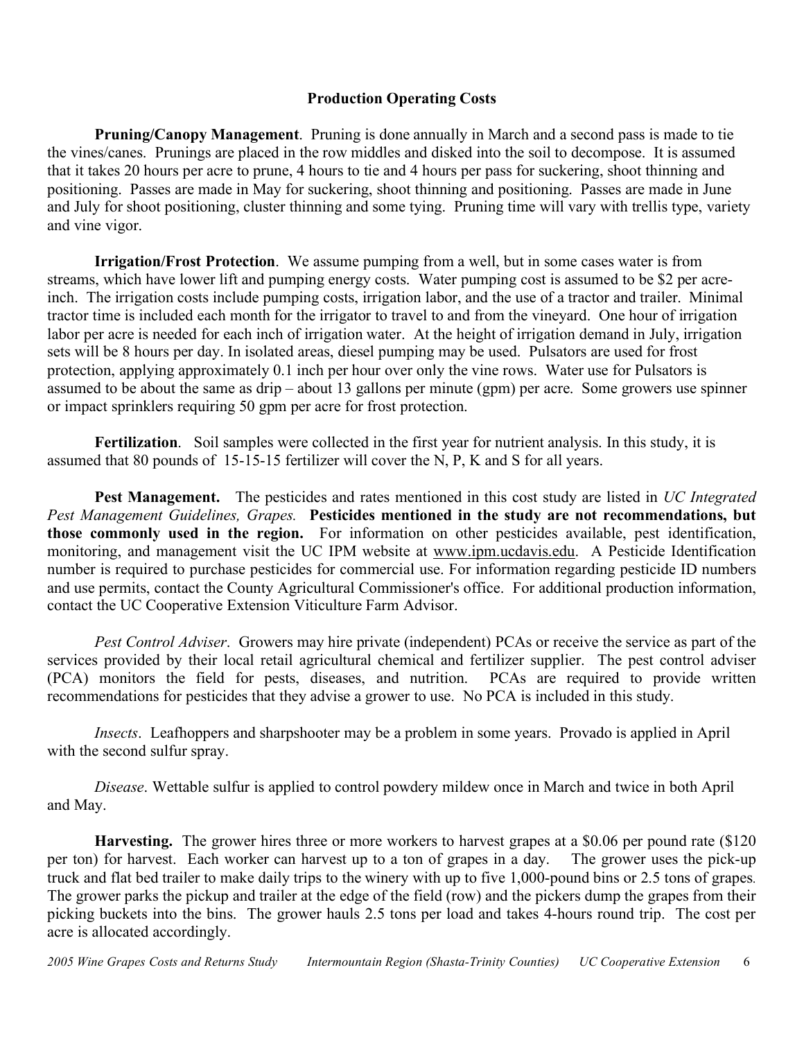## Production Operating Costs

**Pruning/Canopy Management**. Pruning is done annually in March and a second pass is made to tie the vines/canes. Prunings are placed in the row middles and disked into the soil to decompose. It is assumed that it takes 20 hours per acre to prune, 4 hours to tie and 4 hours per pass for suckering, shoot thinning and positioning. Passes are made in May for suckering, shoot thinning and positioning. Passes are made in June and July for shoot positioning, cluster thinning and some tying. Pruning time will vary with trellis type, variety and vine vigor.

**Irrigation/Frost Protection**. We assume pumping from a well, but in some cases water is from streams, which have lower lift and pumping energy costs. Water pumping cost is assumed to be $2 per acre-inch. The irrigation costs include pumping costs, irrigation labor, and the use of a tractor and trailer. Minimal tractor time is included each month for the irrigator to travel to and from the vineyard. One hour of irrigation labor per acre is needed for each inch of irrigation water. At the height of irrigation demand in July, irrigation sets will be 8 hours per day. In isolated areas, diesel pumping may be used. Pulsators are used for frost protection, applying approximately 0.1 inch per hour over only the vine rows. Water use for Pulsators is assumed to be about the same as drip – about 13 gallons per minute (gpm) per acre. Some growers use spinner or impact sprinklers requiring 50 gpm per acre for frost protection.

**Fertilization**. Soil samples were collected in the first year for nutrient analysis. In this study, it is assumed that 80 pounds of 15-15-15 fertilizer will cover the N, P, K and S for all years.

**Pest Management.** The pesticides and rates mentioned in this cost study are listed in *UC Integrated Pest Management Guidelines, Grapes.* **Pesticides mentioned in the study are not recommendations, but those commonly used in the region.** For information on other pesticides available, pest identification, monitoring, and management visit the UC IPM website at www.ipm.ucdavis.edu. A Pesticide Identification number is required to purchase pesticides for commercial use. For information regarding pesticide ID numbers and use permits, contact the County Agricultural Commissioner's office. For additional production information, contact the UC Cooperative Extension Viticulture Farm Advisor.

*Pest Control Adviser*. Growers may hire private (independent) PCAs or receive the service as part of the services provided by their local retail agricultural chemical and fertilizer supplier. The pest control adviser (PCA) monitors the field for pests, diseases, and nutrition. PCAs are required to provide written recommendations for pesticides that they advise a grower to use. No PCA is included in this study.

*Insects*. Leafhoppers and sharpshooter may be a problem in some years. Provado is applied in April with the second sulfur spray.

*Disease*. Wettable sulfur is applied to control powdery mildew once in March and twice in both April and May.

**Harvesting.** The grower hires three or more workers to harvest grapes at a $0.06 per pound rate ($120 per ton) for harvest. Each worker can harvest up to a ton of grapes in a day. The grower uses the pick-up truck and flat bed trailer to make daily trips to the winery with up to five 1,000-pound bins or 2.5 tons of grapes. The grower parks the pickup and trailer at the edge of the field (row) and the pickers dump the grapes from their picking buckets into the bins. The grower hauls 2.5 tons per load and takes 4-hours round trip. The cost per acre is allocated accordingly.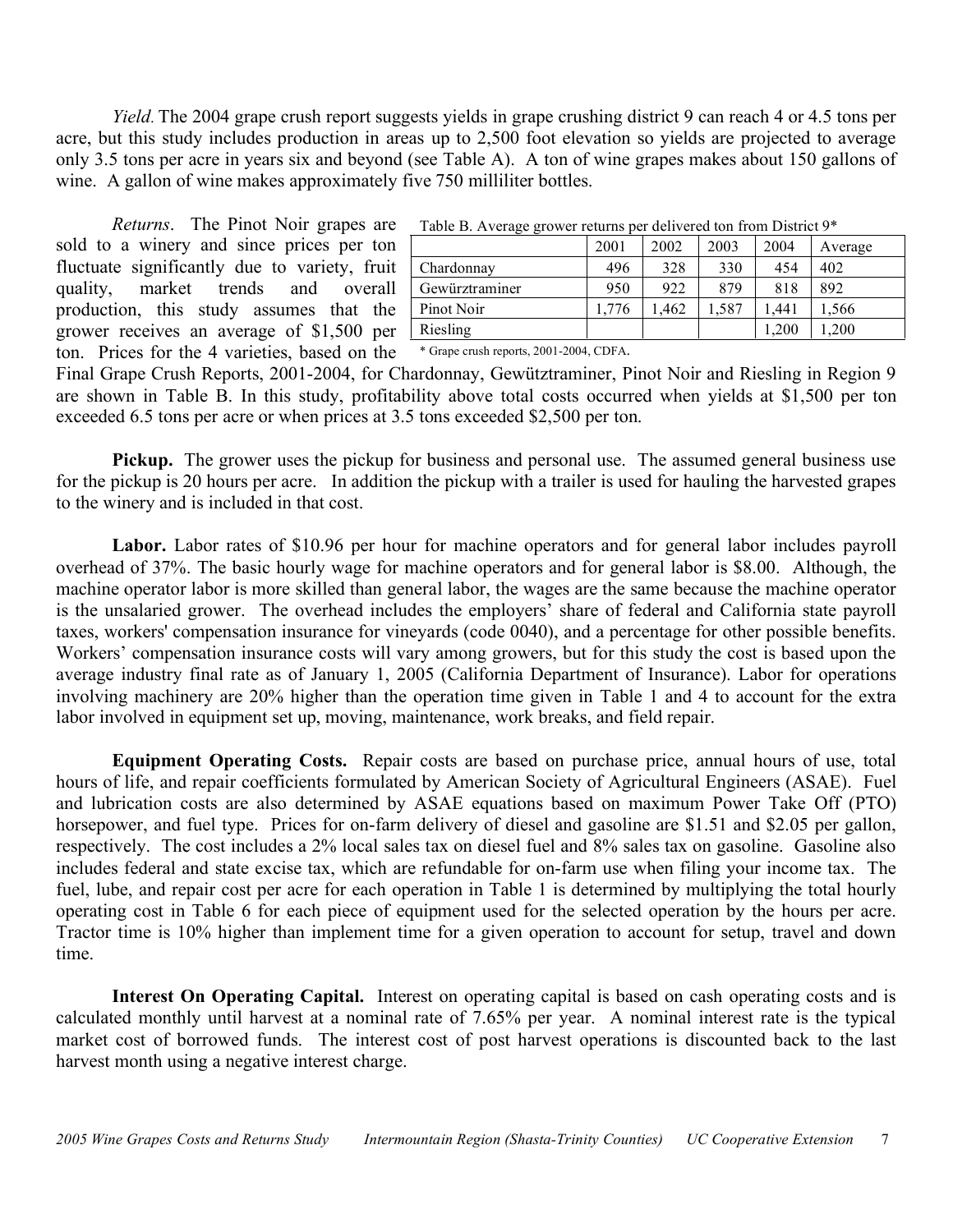*Yield.* The 2004 grape crush report suggests yields in grape crushing district 9 can reach 4 or 4.5 tons per acre, but this study includes production in areas up to 2,500 foot elevation so yields are projected to average only 3.5 tons per acre in years six and beyond (see Table A). A ton of wine grapes makes about 150 gallons of wine. A gallon of wine makes approximately five 750 milliliter bottles.

*Returns*. The Pinot Noir grapes are sold to a winery and since prices per ton fluctuate significantly due to variety, fruit quality, market trends and overall production, this study assumes that the grower receives an average of $1,500 per ton. Prices for the 4 varieties, based on the Final Grape Crush Reports, 2001-2004, for Chardonnay, Gewürztraminer, Pinot Noir and Riesling in Region 9 are shown in Table B. In this study, profitability above total costs occurred when yields at $1,500 per ton exceeded 6.5 tons per acre or when prices at 3.5 tons exceeded $2,500 per ton.

Table B. Average grower returns per delivered ton from District 9*

| | 2001 | 2002 | 2003 | 2004 | Average |
|---|---|---|---|---|---|
| Chardonnay | 496 | 328 | 330 | 454 | 402 |
| Gewürztraminer | 950 | 922 | 879 | 818 | 892 |
| Pinot Noir | 1,776 | 1,462 | 1,587 | 1,441 | 1,566 |
| Riesling | | | | 1,200 | 1,200 |

\* Grape crush reports, 2001-2004, CDFA.

**Pickup.** The grower uses the pickup for business and personal use. The assumed general business use for the pickup is 20 hours per acre. In addition the pickup with a trailer is used for hauling the harvested grapes to the winery and is included in that cost.

**Labor.** Labor rates of $10.96 per hour for machine operators and for general labor includes payroll overhead of 37%. The basic hourly wage for machine operators and for general labor is $8.00. Although, the machine operator labor is more skilled than general labor, the wages are the same because the machine operator is the unsalaried grower. The overhead includes the employers' share of federal and California state payroll taxes, workers' compensation insurance for vineyards (code 0040), and a percentage for other possible benefits. Workers' compensation insurance costs will vary among growers, but for this study the cost is based upon the average industry final rate as of January 1, 2005 (California Department of Insurance). Labor for operations involving machinery are 20% higher than the operation time given in Table 1 and 4 to account for the extra labor involved in equipment set up, moving, maintenance, work breaks, and field repair.

**Equipment Operating Costs.** Repair costs are based on purchase price, annual hours of use, total hours of life, and repair coefficients formulated by American Society of Agricultural Engineers (ASAE). Fuel and lubrication costs are also determined by ASAE equations based on maximum Power Take Off (PTO) horsepower, and fuel type. Prices for on-farm delivery of diesel and gasoline are $1.51 and $2.05 per gallon, respectively. The cost includes a 2% local sales tax on diesel fuel and 8% sales tax on gasoline. Gasoline also includes federal and state excise tax, which are refundable for on-farm use when filing your income tax. The fuel, lube, and repair cost per acre for each operation in Table 1 is determined by multiplying the total hourly operating cost in Table 6 for each piece of equipment used for the selected operation by the hours per acre. Tractor time is 10% higher than implement time for a given operation to account for setup, travel and down time.

**Interest On Operating Capital.** Interest on operating capital is based on cash operating costs and is calculated monthly until harvest at a nominal rate of 7.65% per year. A nominal interest rate is the typical market cost of borrowed funds. The interest cost of post harvest operations is discounted back to the last harvest month using a negative interest charge.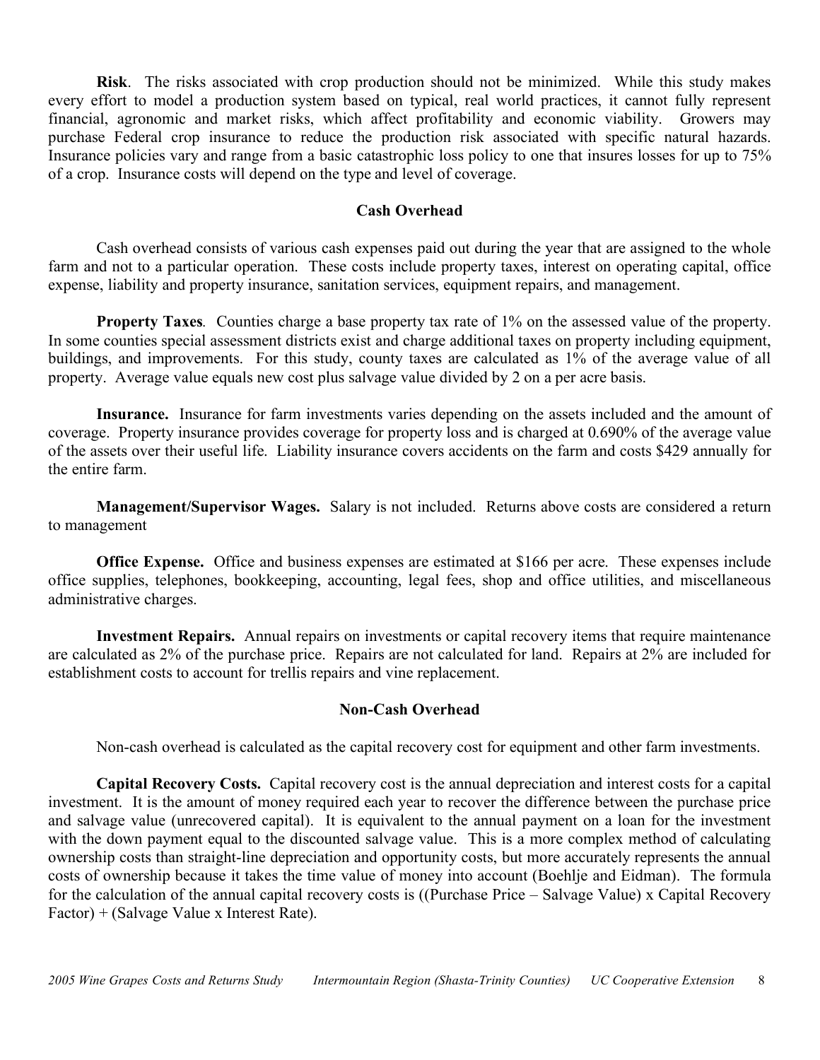**Risk**. The risks associated with crop production should not be minimized. While this study makes every effort to model a production system based on typical, real world practices, it cannot fully represent financial, agronomic and market risks, which affect profitability and economic viability. Growers may purchase Federal crop insurance to reduce the production risk associated with specific natural hazards. Insurance policies vary and range from a basic catastrophic loss policy to one that insures losses for up to 75% of a crop. Insurance costs will depend on the type and level of coverage.

## Cash Overhead

Cash overhead consists of various cash expenses paid out during the year that are assigned to the whole farm and not to a particular operation. These costs include property taxes, interest on operating capital, office expense, liability and property insurance, sanitation services, equipment repairs, and management.

**Property Taxes**. Counties charge a base property tax rate of 1% on the assessed value of the property. In some counties special assessment districts exist and charge additional taxes on property including equipment, buildings, and improvements. For this study, county taxes are calculated as 1% of the average value of all property. Average value equals new cost plus salvage value divided by 2 on a per acre basis.

**Insurance.** Insurance for farm investments varies depending on the assets included and the amount of coverage. Property insurance provides coverage for property loss and is charged at 0.690% of the average value of the assets over their useful life. Liability insurance covers accidents on the farm and costs $429 annually for the entire farm.

**Management/Supervisor Wages.** Salary is not included. Returns above costs are considered a return to management

**Office Expense.** Office and business expenses are estimated at $166 per acre. These expenses include office supplies, telephones, bookkeeping, accounting, legal fees, shop and office utilities, and miscellaneous administrative charges.

**Investment Repairs.** Annual repairs on investments or capital recovery items that require maintenance are calculated as 2% of the purchase price. Repairs are not calculated for land. Repairs at 2% are included for establishment costs to account for trellis repairs and vine replacement.

## Non-Cash Overhead

Non-cash overhead is calculated as the capital recovery cost for equipment and other farm investments.

**Capital Recovery Costs.** Capital recovery cost is the annual depreciation and interest costs for a capital investment. It is the amount of money required each year to recover the difference between the purchase price and salvage value (unrecovered capital). It is equivalent to the annual payment on a loan for the investment with the down payment equal to the discounted salvage value. This is a more complex method of calculating ownership costs than straight-line depreciation and opportunity costs, but more accurately represents the annual costs of ownership because it takes the time value of money into account (Boehlje and Eidman). The formula for the calculation of the annual capital recovery costs is ((Purchase Price – Salvage Value) x Capital Recovery Factor) + (Salvage Value x Interest Rate).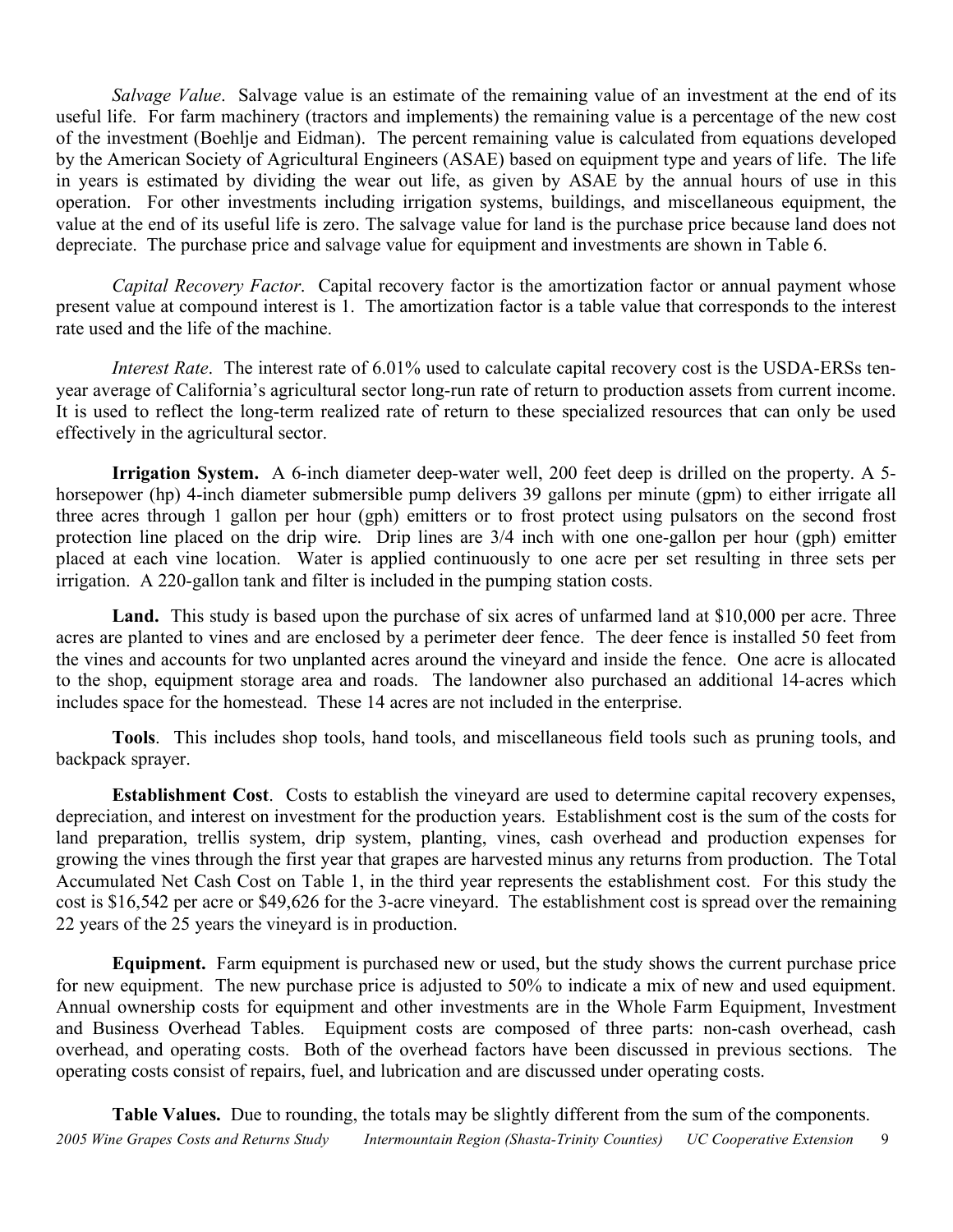*Salvage Value*. Salvage value is an estimate of the remaining value of an investment at the end of its useful life. For farm machinery (tractors and implements) the remaining value is a percentage of the new cost of the investment (Boehlje and Eidman). The percent remaining value is calculated from equations developed by the American Society of Agricultural Engineers (ASAE) based on equipment type and years of life. The life in years is estimated by dividing the wear out life, as given by ASAE by the annual hours of use in this operation. For other investments including irrigation systems, buildings, and miscellaneous equipment, the value at the end of its useful life is zero. The salvage value for land is the purchase price because land does not depreciate. The purchase price and salvage value for equipment and investments are shown in Table 6.

*Capital Recovery Factor*. Capital recovery factor is the amortization factor or annual payment whose present value at compound interest is 1. The amortization factor is a table value that corresponds to the interest rate used and the life of the machine.

*Interest Rate*. The interest rate of 6.01% used to calculate capital recovery cost is the USDA-ERSs ten-year average of California's agricultural sector long-run rate of return to production assets from current income. It is used to reflect the long-term realized rate of return to these specialized resources that can only be used effectively in the agricultural sector.

**Irrigation System.** A 6-inch diameter deep-water well, 200 feet deep is drilled on the property. A 5-horsepower (hp) 4-inch diameter submersible pump delivers 39 gallons per minute (gpm) to either irrigate all three acres through 1 gallon per hour (gph) emitters or to frost protect using pulsators on the second frost protection line placed on the drip wire. Drip lines are 3/4 inch with one one-gallon per hour (gph) emitter placed at each vine location. Water is applied continuously to one acre per set resulting in three sets per irrigation. A 220-gallon tank and filter is included in the pumping station costs.

**Land.** This study is based upon the purchase of six acres of unfarmed land at $10,000 per acre. Three acres are planted to vines and are enclosed by a perimeter deer fence. The deer fence is installed 50 feet from the vines and accounts for two unplanted acres around the vineyard and inside the fence. One acre is allocated to the shop, equipment storage area and roads. The landowner also purchased an additional 14-acres which includes space for the homestead. These 14 acres are not included in the enterprise.

**Tools**. This includes shop tools, hand tools, and miscellaneous field tools such as pruning tools, and backpack sprayer.

**Establishment Cost**. Costs to establish the vineyard are used to determine capital recovery expenses, depreciation, and interest on investment for the production years. Establishment cost is the sum of the costs for land preparation, trellis system, drip system, planting, vines, cash overhead and production expenses for growing the vines through the first year that grapes are harvested minus any returns from production. The Total Accumulated Net Cash Cost on Table 1, in the third year represents the establishment cost. For this study the cost is $16,542 per acre or $49,626 for the 3-acre vineyard. The establishment cost is spread over the remaining 22 years of the 25 years the vineyard is in production.

**Equipment.** Farm equipment is purchased new or used, but the study shows the current purchase price for new equipment. The new purchase price is adjusted to 50% to indicate a mix of new and used equipment. Annual ownership costs for equipment and other investments are in the Whole Farm Equipment, Investment and Business Overhead Tables. Equipment costs are composed of three parts: non-cash overhead, cash overhead, and operating costs. Both of the overhead factors have been discussed in previous sections. The operating costs consist of repairs, fuel, and lubrication and are discussed under operating costs.

**Table Values.** Due to rounding, the totals may be slightly different from the sum of the components.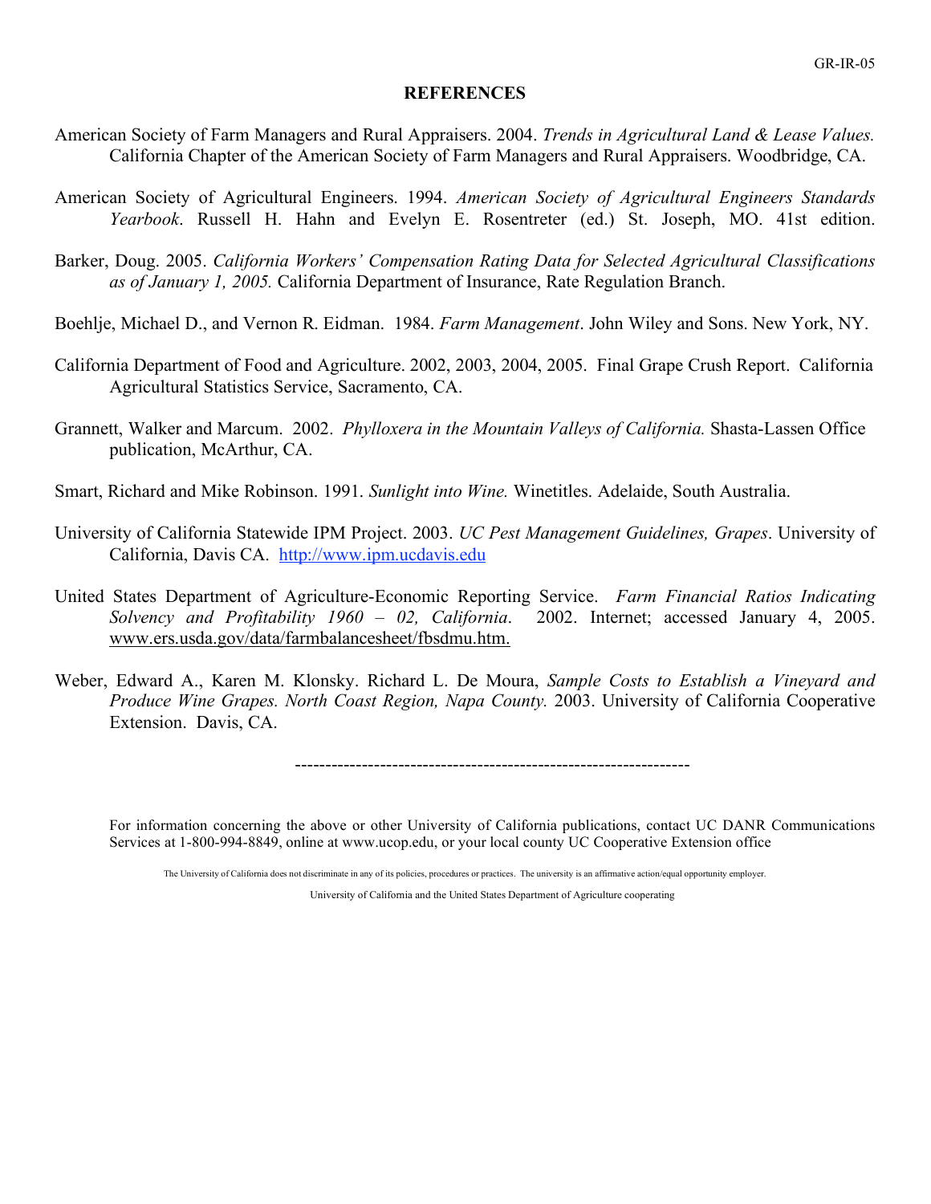# REFERENCES

American Society of Farm Managers and Rural Appraisers. 2004. *Trends in Agricultural Land & Lease Values.* California Chapter of the American Society of Farm Managers and Rural Appraisers. Woodbridge, CA.

American Society of Agricultural Engineers. 1994. *American Society of Agricultural Engineers Standards Yearbook*. Russell H. Hahn and Evelyn E. Rosentreter (ed.) St. Joseph, MO. 41st edition.

Barker, Doug. 2005. *California Workers' Compensation Rating Data for Selected Agricultural Classifications as of January 1, 2005.* California Department of Insurance, Rate Regulation Branch.

Boehlje, Michael D., and Vernon R. Eidman. 1984. *Farm Management*. John Wiley and Sons. New York, NY.

California Department of Food and Agriculture. 2002, 2003, 2004, 2005. Final Grape Crush Report. California Agricultural Statistics Service, Sacramento, CA.

Grannett, Walker and Marcum. 2002. *Phylloxera in the Mountain Valleys of California.* Shasta-Lassen Office publication, McArthur, CA.

Smart, Richard and Mike Robinson. 1991. *Sunlight into Wine.* Winetitles. Adelaide, South Australia.

University of California Statewide IPM Project. 2003. *UC Pest Management Guidelines, Grapes*. University of California, Davis CA. http://www.ipm.ucdavis.edu

United States Department of Agriculture-Economic Reporting Service. *Farm Financial Ratios Indicating Solvency and Profitability 1960 – 02, California*. 2002. Internet; accessed January 4, 2005. www.ers.usda.gov/data/farmbalancesheet/fbsdmu.htm.

Weber, Edward A., Karen M. Klonsky. Richard L. De Moura, *Sample Costs to Establish a Vineyard and Produce Wine Grapes. North Coast Region, Napa County.* 2003. University of California Cooperative Extension. Davis, CA.

---

For information concerning the above or other University of California publications, contact UC DANR Communications Services at 1-800-994-8849, online at www.ucop.edu, or your local county UC Cooperative Extension office

The University of California does not discriminate in any of its policies, procedures or practices. The university is an affirmative action/equal opportunity employer.

University of California and the United States Department of Agriculture cooperating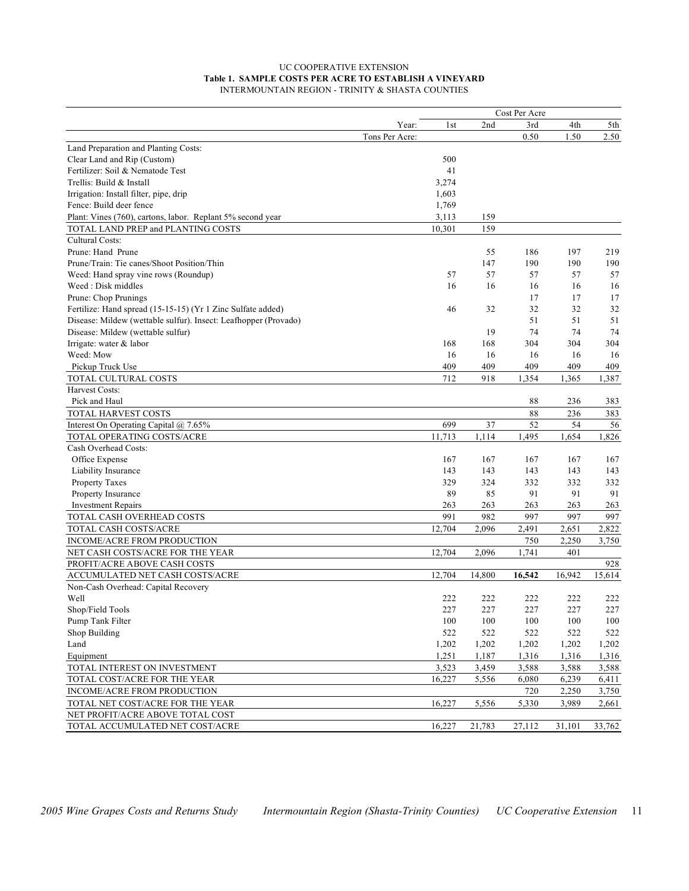UC COOPERATIVE EXTENSION

**Table 1. SAMPLE COSTS PER ACRE TO ESTABLISH A VINEYARD**

INTERMOUNTAIN REGION - TRINITY & SHASTA COUNTIES

| | Cost Per Acre | | | | |
|---|---|---|---|---|---|
| Year: | 1st | 2nd | 3rd | 4th | 5th |
| Tons Per Acre: | | | 0.50 | 1.50 | 2.50 |
| Land Preparation and Planting Costs: | | | | | |
| Clear Land and Rip (Custom) | 500 | | | | |
| Fertilizer: Soil & Nematode Test | 41 | | | | |
| Trellis: Build & Install | 3,274 | | | | |
| Irrigation: Install filter, pipe, drip | 1,603 | | | | |
| Fence: Build deer fence | 1,769 | | | | |
| Plant: Vines (760), cartons, labor. Replant 5% second year | 3,113 | 159 | | | |
| TOTAL LAND PREP and PLANTING COSTS | 10,301 | 159 | | | |
| Cultural Costs: | | | | | |
| Prune: Hand Prune | | 55 | 186 | 197 | 219 |
| Prune/Train: Tie canes/Shoot Position/Thin | | 147 | 190 | 190 | 190 |
| Weed: Hand spray vine rows (Roundup) | 57 | 57 | 57 | 57 | 57 |
| Weed : Disk middles | 16 | 16 | 16 | 16 | 16 |
| Prune: Chop Prunings | | | 17 | 17 | 17 |
| Fertilize: Hand spread (15-15-15) (Yr 1 Zinc Sulfate added) | 46 | 32 | 32 | 32 | 32 |
| Disease: Mildew (wettable sulfur). Insect: Leafhopper (Provado) | | | 51 | 51 | 51 |
| Disease: Mildew (wettable sulfur) | | 19 | 74 | 74 | 74 |
| Irrigate: water & labor | 168 | 168 | 304 | 304 | 304 |
| Weed: Mow | 16 | 16 | 16 | 16 | 16 |
| Pickup Truck Use | 409 | 409 | 409 | 409 | 409 |
| TOTAL CULTURAL COSTS | 712 | 918 | 1,354 | 1,365 | 1,387 |
| Harvest Costs: | | | | | |
| Pick and Haul | | | 88 | 236 | 383 |
| TOTAL HARVEST COSTS | | | 88 | 236 | 383 |
| Interest On Operating Capital @ 7.65% | 699 | 37 | 52 | 54 | 56 |
| TOTAL OPERATING COSTS/ACRE | 11,713 | 1,114 | 1,495 | 1,654 | 1,826 |
| Cash Overhead Costs: | | | | | |
| Office Expense | 167 | 167 | 167 | 167 | 167 |
| Liability Insurance | 143 | 143 | 143 | 143 | 143 |
| Property Taxes | 329 | 324 | 332 | 332 | 332 |
| Property Insurance | 89 | 85 | 91 | 91 | 91 |
| Investment Repairs | 263 | 263 | 263 | 263 | 263 |
| TOTAL CASH OVERHEAD COSTS | 991 | 982 | 997 | 997 | 997 |
| TOTAL CASH COSTS/ACRE | 12,704 | 2,096 | 2,491 | 2,651 | 2,822 |
| INCOME/ACRE FROM PRODUCTION | | | 750 | 2,250 | 3,750 |
| NET CASH COSTS/ACRE FOR THE YEAR | 12,704 | 2,096 | 1,741 | 401 | |
| PROFIT/ACRE ABOVE CASH COSTS | | | | | 928 |
| ACCUMULATED NET CASH COSTS/ACRE | 12,704 | 14,800 | **16,542** | 16,942 | 15,614 |
| Non-Cash Overhead: Capital Recovery | | | | | |
| Well | 222 | 222 | 222 | 222 | 222 |
| Shop/Field Tools | 227 | 227 | 227 | 227 | 227 |
| Pump Tank Filter | 100 | 100 | 100 | 100 | 100 |
| Shop Building | 522 | 522 | 522 | 522 | 522 |
| Land | 1,202 | 1,202 | 1,202 | 1,202 | 1,202 |
| Equipment | 1,251 | 1,187 | 1,316 | 1,316 | 1,316 |
| TOTAL INTEREST ON INVESTMENT | 3,523 | 3,459 | 3,588 | 3,588 | 3,588 |
| TOTAL COST/ACRE FOR THE YEAR | 16,227 | 5,556 | 6,080 | 6,239 | 6,411 |
| INCOME/ACRE FROM PRODUCTION | | | 720 | 2,250 | 3,750 |
| TOTAL NET COST/ACRE FOR THE YEAR | 16,227 | 5,556 | 5,330 | 3,989 | 2,661 |
| NET PROFIT/ACRE ABOVE TOTAL COST | | | | | |
| TOTAL ACCUMULATED NET COST/ACRE | 16,227 | 21,783 | 27,112 | 31,101 | 33,762 |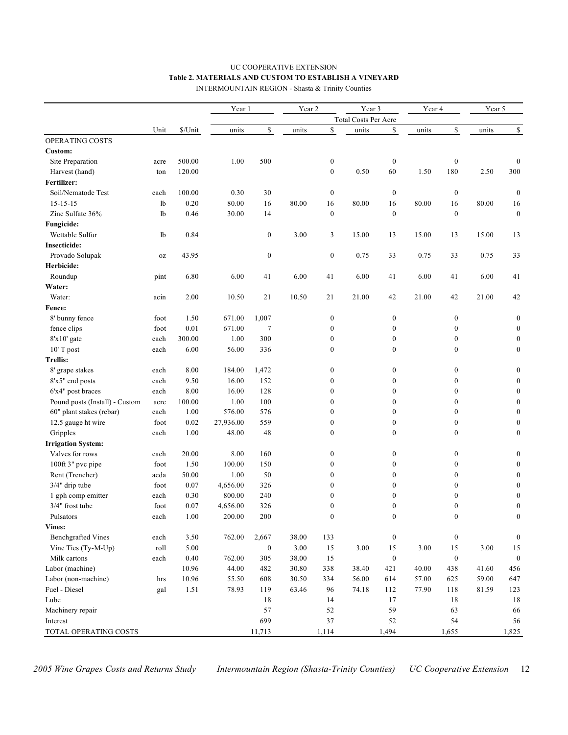UC COOPERATIVE EXTENSION

**Table 2. MATERIALS AND CUSTOM TO ESTABLISH A VINEYARD**

INTERMOUNTAIN REGION - Shasta & Trinity Counties

| | | | Year 1 | | Year 2 | | Year 3 | | Year 4 | | Year 5 | |
|---|---|---|---|---|---|---|---|---|---|---|---|---|
| | | | Total Costs Per Acre | | | | | | | | | |
| | Unit | $/Unit | units | $ | units | $ | units | $ | units | $ | units | $ |
| OPERATING COSTS | | | | | | | | | | | | |
| **Custom:** | | | | | | | | | | | | |
| Site Preparation | acre | 500.00 | 1.00 | 500 | | 0 | | 0 | | 0 | | 0 |
| Harvest (hand) | ton | 120.00 | | | | 0 | 0.50 | 60 | 1.50 | 180 | 2.50 | 300 |
| **Fertilizer:** | | | | | | | | | | | | |
| Soil/Nematode Test | each | 100.00 | 0.30 | 30 | | 0 | | 0 | | 0 | | 0 |
| 15-15-15 | lb | 0.20 | 80.00 | 16 | 80.00 | 16 | 80.00 | 16 | 80.00 | 16 | 80.00 | 16 |
| Zinc Sulfate 36% | lb | 0.46 | 30.00 | 14 | | 0 | | 0 | | 0 | | 0 |
| **Fungicide:** | | | | | | | | | | | | |
| Wettable Sulfur | lb | 0.84 | | 0 | 3.00 | 3 | 15.00 | 13 | 15.00 | 13 | 15.00 | 13 |
| **Insecticide:** | | | | | | | | | | | | |
| Provado Solupak | oz | 43.95 | | 0 | | 0 | 0.75 | 33 | 0.75 | 33 | 0.75 | 33 |
| **Herbicide:** | | | | | | | | | | | | |
| Roundup | pint | 6.80 | 6.00 | 41 | 6.00 | 41 | 6.00 | 41 | 6.00 | 41 | 6.00 | 41 |
| **Water:** | | | | | | | | | | | | |
| Water: | acin | 2.00 | 10.50 | 21 | 10.50 | 21 | 21.00 | 42 | 21.00 | 42 | 21.00 | 42 |
| **Fence:** | | | | | | | | | | | | |
| 8' bunny fence | foot | 1.50 | 671.00 | 1,007 | | 0 | | 0 | | 0 | | 0 |
| fence clips | foot | 0.01 | 671.00 | 7 | | 0 | | 0 | | 0 | | 0 |
| 8'x10' gate | each | 300.00 | 1.00 | 300 | | 0 | | 0 | | 0 | | 0 |
| 10' T post | each | 6.00 | 56.00 | 336 | | 0 | | 0 | | 0 | | 0 |
| **Trellis:** | | | | | | | | | | | | |
| 8' grape stakes | each | 8.00 | 184.00 | 1,472 | | 0 | | 0 | | 0 | | 0 |
| 8'x5" end posts | each | 9.50 | 16.00 | 152 | | 0 | | 0 | | 0 | | 0 |
| 6'x4" post braces | each | 8.00 | 16.00 | 128 | | 0 | | 0 | | 0 | | 0 |
| Pound posts (Install) - Custom | acre | 100.00 | 1.00 | 100 | | 0 | | 0 | | 0 | | 0 |
| 60" plant stakes (rebar) | each | 1.00 | 576.00 | 576 | | 0 | | 0 | | 0 | | 0 |
| 12.5 gauge ht wire | foot | 0.02 | 27,936.00 | 559 | | 0 | | 0 | | 0 | | 0 |
| Gripples | each | 1.00 | 48.00 | 48 | | 0 | | 0 | | 0 | | 0 |
| **Irrigation System:** | | | | | | | | | | | | |
| Valves for rows | each | 20.00 | 8.00 | 160 | | 0 | | 0 | | 0 | | 0 |
| 100ft 3" pvc pipe | foot | 1.50 | 100.00 | 150 | | 0 | | 0 | | 0 | | 0 |
| Rent (Trencher) | acda | 50.00 | 1.00 | 50 | | 0 | | 0 | | 0 | | 0 |
| 3/4" drip tube | foot | 0.07 | 4,656.00 | 326 | | 0 | | 0 | | 0 | | 0 |
| 1 gph comp emitter | each | 0.30 | 800.00 | 240 | | 0 | | 0 | | 0 | | 0 |
| 3/4" frost tube | foot | 0.07 | 4,656.00 | 326 | | 0 | | 0 | | 0 | | 0 |
| Pulsators | each | 1.00 | 200.00 | 200 | | 0 | | 0 | | 0 | | 0 |
| **Vines:** | | | | | | | | | | | | |
| Benchgrafted Vines | each | 3.50 | 762.00 | 2,667 | 38.00 | 133 | | 0 | | 0 | | 0 |
| Vine Ties (Ty-M-Up) | roll | 5.00 | | 0 | 3.00 | 15 | 3.00 | 15 | 3.00 | 15 | 3.00 | 15 |
| Milk cartons | each | 0.40 | 762.00 | 305 | 38.00 | 15 | | 0 | | 0 | | 0 |
| Labor (machine) | | 10.96 | 44.00 | 482 | 30.80 | 338 | 38.40 | 421 | 40.00 | 438 | 41.60 | 456 |
| Labor (non-machine) | hrs | 10.96 | 55.50 | 608 | 30.50 | 334 | 56.00 | 614 | 57.00 | 625 | 59.00 | 647 |
| Fuel - Diesel | gal | 1.51 | 78.93 | 119 | 63.46 | 96 | 74.18 | 112 | 77.90 | 118 | 81.59 | 123 |
| Lube | | | | 18 | | 14 | | 17 | | 18 | | 18 |
| Machinery repair | | | | 57 | | 52 | | 59 | | 63 | | 66 |
| Interest | | | | 699 | | 37 | | 52 | | 54 | | 56 |
| TOTAL OPERATING COSTS | | | | 11,713 | | 1,114 | | 1,494 | | 1,655 | | 1,825 |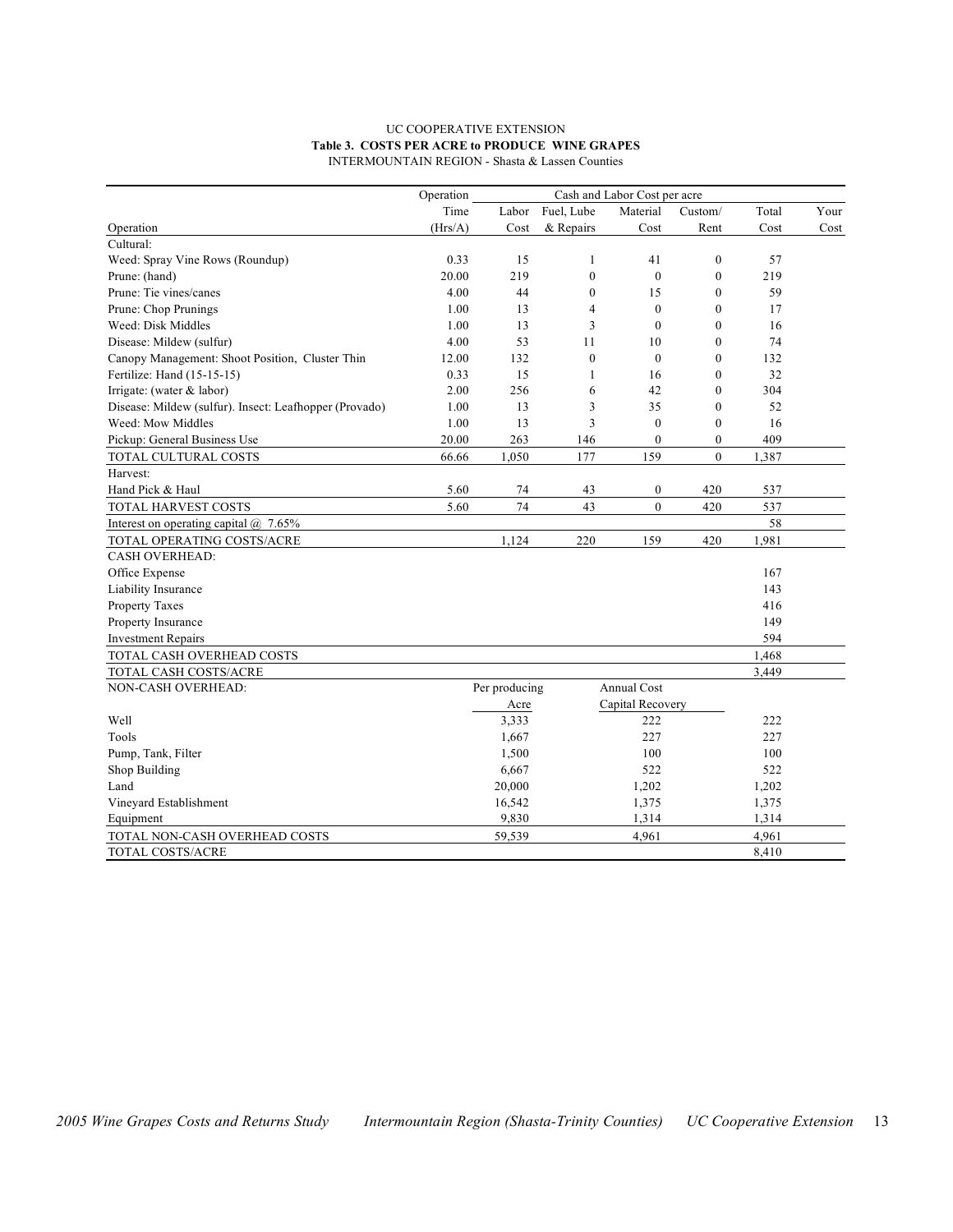UC COOPERATIVE EXTENSION

**Table 3. COSTS PER ACRE to PRODUCE WINE GRAPES**

INTERMOUNTAIN REGION - Shasta & Lassen Counties

| | Operation | Cash and Labor Cost per acre | | | | | |
|---|---|---|---|---|---|---|---|
| | Time | Labor | Fuel, Lube | Material | Custom/ | Total | Your |
| Operation | (Hrs/A) | Cost | & Repairs | Cost | Rent | Cost | Cost |
| Cultural: | | | | | | | |
| Weed: Spray Vine Rows (Roundup) | 0.33 | 15 | 1 | 41 | 0 | 57 | |
| Prune: (hand) | 20.00 | 219 | 0 | 0 | 0 | 219 | |
| Prune: Tie vines/canes | 4.00 | 44 | 0 | 15 | 0 | 59 | |
| Prune: Chop Prunings | 1.00 | 13 | 4 | 0 | 0 | 17 | |
| Weed: Disk Middles | 1.00 | 13 | 3 | 0 | 0 | 16 | |
| Disease: Mildew (sulfur) | 4.00 | 53 | 11 | 10 | 0 | 74 | |
| Canopy Management: Shoot Position, Cluster Thin | 12.00 | 132 | 0 | 0 | 0 | 132 | |
| Fertilize: Hand (15-15-15) | 0.33 | 15 | 1 | 16 | 0 | 32 | |
| Irrigate: (water & labor) | 2.00 | 256 | 6 | 42 | 0 | 304 | |
| Disease: Mildew (sulfur). Insect: Leafhopper (Provado) | 1.00 | 13 | 3 | 35 | 0 | 52 | |
| Weed: Mow Middles | 1.00 | 13 | 3 | 0 | 0 | 16 | |
| Pickup: General Business Use | 20.00 | 263 | 146 | 0 | 0 | 409 | |
| TOTAL CULTURAL COSTS | 66.66 | 1,050 | 177 | 159 | 0 | 1,387 | |
| Harvest: | | | | | | | |
| Hand Pick & Haul | 5.60 | 74 | 43 | 0 | 420 | 537 | |
| TOTAL HARVEST COSTS | 5.60 | 74 | 43 | 0 | 420 | 537 | |
| Interest on operating capital @ 7.65% | | | | | | 58 | |
| TOTAL OPERATING COSTS/ACRE | | 1,124 | 220 | 159 | 420 | 1,981 | |
| CASH OVERHEAD: | | | | | | | |
| Office Expense | | | | | | 167 | |
| Liability Insurance | | | | | | 143 | |
| Property Taxes | | | | | | 416 | |
| Property Insurance | | | | | | 149 | |
| Investment Repairs | | | | | | 594 | |
| TOTAL CASH OVERHEAD COSTS | | | | | | 1,468 | |
| TOTAL CASH COSTS/ACRE | | | | | | 3,449 | |

| NON-CASH OVERHEAD: | Per producing Acre | Annual Cost Capital Recovery | | |
|---|---|---|---|---|
| Well | 3,333 | 222 | 222 | |
| Tools | 1,667 | 227 | 227 | |
| Pump, Tank, Filter | 1,500 | 100 | 100 | |
| Shop Building | 6,667 | 522 | 522 | |
| Land | 20,000 | 1,202 | 1,202 | |
| Vineyard Establishment | 16,542 | 1,375 | 1,375 | |
| Equipment | 9,830 | 1,314 | 1,314 | |
| TOTAL NON-CASH OVERHEAD COSTS | 59,539 | 4,961 | 4,961 | |
| TOTAL COSTS/ACRE | | | 8,410 | |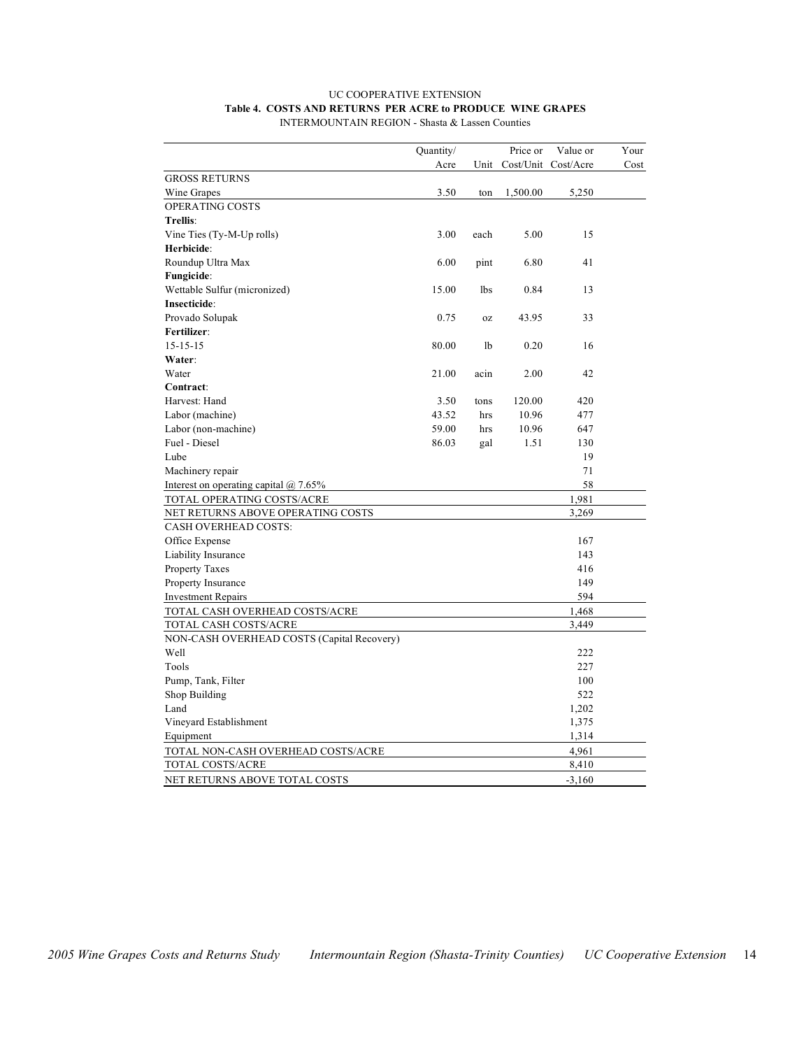UC COOPERATIVE EXTENSION

**Table 4. COSTS AND RETURNS PER ACRE to PRODUCE WINE GRAPES**

INTERMOUNTAIN REGION - Shasta & Lassen Counties

| | Quantity/ Acre | Unit | Price or Cost/Unit | Value or Cost/Acre | Your Cost |
|---|---|---|---|---|---|
| GROSS RETURNS | | | | | |
| Wine Grapes | 3.50 | ton | 1,500.00 | 5,250 | |
| OPERATING COSTS | | | | | |
| **Trellis**: | | | | | |
| Vine Ties (Ty-M-Up rolls) | 3.00 | each | 5.00 | 15 | |
| **Herbicide**: | | | | | |
| Roundup Ultra Max | 6.00 | pint | 6.80 | 41 | |
| **Fungicide**: | | | | | |
| Wettable Sulfur (micronized) | 15.00 | lbs | 0.84 | 13 | |
| **Insecticide**: | | | | | |
| Provado Solupak | 0.75 | oz | 43.95 | 33 | |
| **Fertilizer**: | | | | | |
| 15-15-15 | 80.00 | lb | 0.20 | 16 | |
| **Water**: | | | | | |
| Water | 21.00 | acin | 2.00 | 42 | |
| **Contract**: | | | | | |
| Harvest: Hand | 3.50 | tons | 120.00 | 420 | |
| Labor (machine) | 43.52 | hrs | 10.96 | 477 | |
| Labor (non-machine) | 59.00 | hrs | 10.96 | 647 | |
| Fuel - Diesel | 86.03 | gal | 1.51 | 130 | |
| Lube | | | | 19 | |
| Machinery repair | | | | 71 | |
| Interest on operating capital @ 7.65% | | | | 58 | |
| TOTAL OPERATING COSTS/ACRE | | | | 1,981 | |
| NET RETURNS ABOVE OPERATING COSTS | | | | 3,269 | |
| CASH OVERHEAD COSTS: | | | | | |
| Office Expense | | | | 167 | |
| Liability Insurance | | | | 143 | |
| Property Taxes | | | | 416 | |
| Property Insurance | | | | 149 | |
| Investment Repairs | | | | 594 | |
| TOTAL CASH OVERHEAD COSTS/ACRE | | | | 1,468 | |
| TOTAL CASH COSTS/ACRE | | | | 3,449 | |
| NON-CASH OVERHEAD COSTS (Capital Recovery) | | | | | |
| Well | | | | 222 | |
| Tools | | | | 227 | |
| Pump, Tank, Filter | | | | 100 | |
| Shop Building | | | | 522 | |
| Land | | | | 1,202 | |
| Vineyard Establishment | | | | 1,375 | |
| Equipment | | | | 1,314 | |
| TOTAL NON-CASH OVERHEAD COSTS/ACRE | | | | 4,961 | |
| TOTAL COSTS/ACRE | | | | 8,410 | |
| NET RETURNS ABOVE TOTAL COSTS | | | | -3,160 | |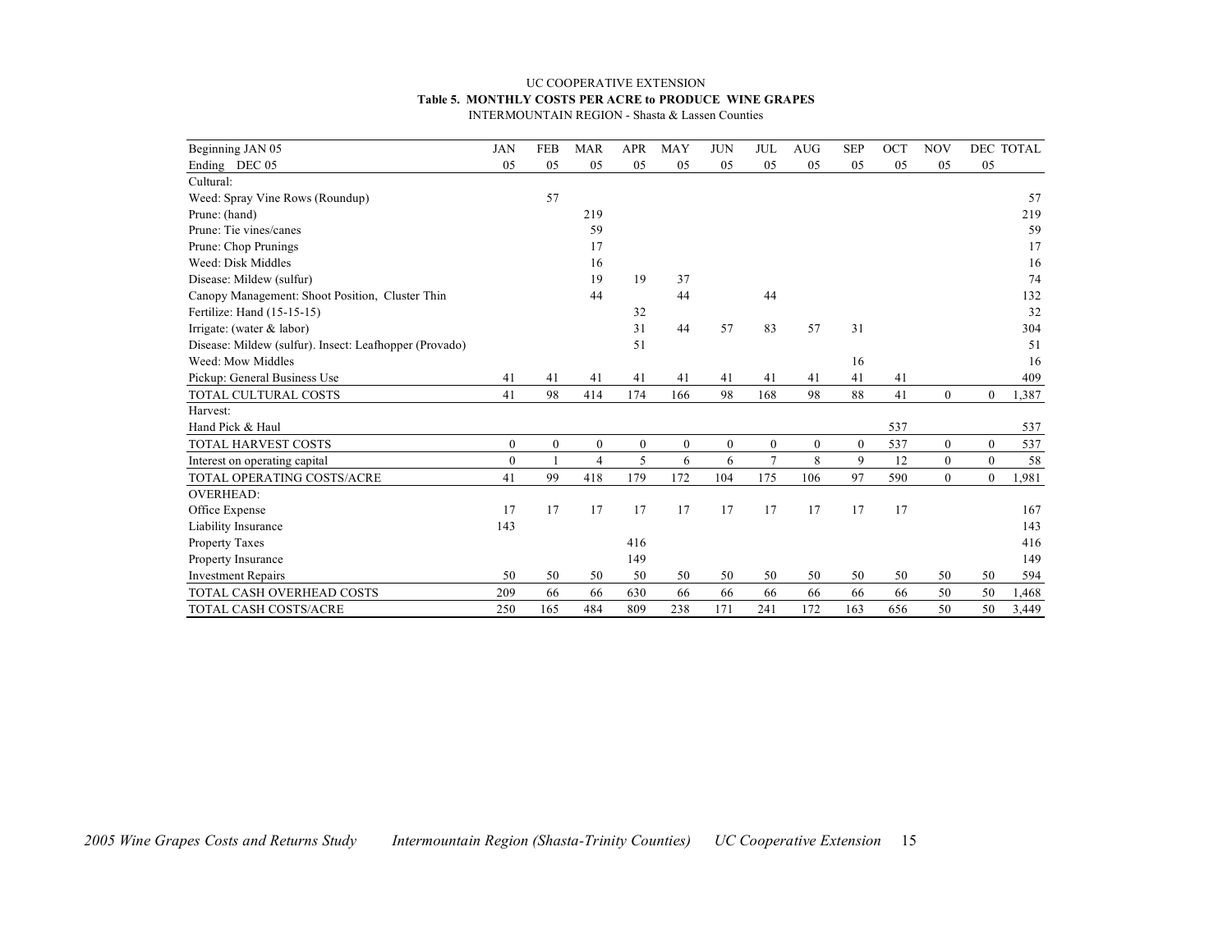UC COOPERATIVE EXTENSION

**Table 5. MONTHLY COSTS PER ACRE to PRODUCE WINE GRAPES**

INTERMOUNTAIN REGION - Shasta & Lassen Counties

| Beginning JAN 05 | JAN | FEB | MAR | APR | MAY | JUN | JUL | AUG | SEP | OCT | NOV | DEC | TOTAL |
|---|---|---|---|---|---|---|---|---|---|---|---|---|---|
| Ending DEC 05 | 05 | 05 | 05 | 05 | 05 | 05 | 05 | 05 | 05 | 05 | 05 | 05 | |
| Cultural: | | | | | | | | | | | | | |
| Weed: Spray Vine Rows (Roundup) | | 57 | | | | | | | | | | | 57 |
| Prune: (hand) | | | 219 | | | | | | | | | | 219 |
| Prune: Tie vines/canes | | | 59 | | | | | | | | | | 59 |
| Prune: Chop Prunings | | | 17 | | | | | | | | | | 17 |
| Weed: Disk Middles | | | 16 | | | | | | | | | | 16 |
| Disease: Mildew (sulfur) | | | 19 | 19 | 37 | | | | | | | | 74 |
| Canopy Management: Shoot Position, Cluster Thin | | | 44 | | 44 | | 44 | | | | | | 132 |
| Fertilize: Hand (15-15-15) | | | | 32 | | | | | | | | | 32 |
| Irrigate: (water & labor) | | | | 31 | 44 | 57 | 83 | 57 | 31 | | | | 304 |
| Disease: Mildew (sulfur). Insect: Leafhopper (Provado) | | | | 51 | | | | | | | | | 51 |
| Weed: Mow Middles | | | | | | | | | 16 | | | | 16 |
| Pickup: General Business Use | 41 | 41 | 41 | 41 | 41 | 41 | 41 | 41 | 41 | 41 | | | 409 |
| TOTAL CULTURAL COSTS | 41 | 98 | 414 | 174 | 166 | 98 | 168 | 98 | 88 | 41 | 0 | 0 | 1,387 |
| Harvest: | | | | | | | | | | | | | |
| Hand Pick & Haul | | | | | | | | | | 537 | | | 537 |
| TOTAL HARVEST COSTS | 0 | 0 | 0 | 0 | 0 | 0 | 0 | 0 | 0 | 537 | 0 | 0 | 537 |
| Interest on operating capital | 0 | 1 | 4 | 5 | 6 | 6 | 7 | 8 | 9 | 12 | 0 | 0 | 58 |
| TOTAL OPERATING COSTS/ACRE | 41 | 99 | 418 | 179 | 172 | 104 | 175 | 106 | 97 | 590 | 0 | 0 | 1,981 |
| OVERHEAD: | | | | | | | | | | | | | |
| Office Expense | 17 | 17 | 17 | 17 | 17 | 17 | 17 | 17 | 17 | 17 | | | 167 |
| Liability Insurance | 143 | | | | | | | | | | | | 143 |
| Property Taxes | | | | 416 | | | | | | | | | 416 |
| Property Insurance | | | | 149 | | | | | | | | | 149 |
| Investment Repairs | 50 | 50 | 50 | 50 | 50 | 50 | 50 | 50 | 50 | 50 | 50 | 50 | 594 |
| TOTAL CASH OVERHEAD COSTS | 209 | 66 | 66 | 630 | 66 | 66 | 66 | 66 | 66 | 66 | 50 | 50 | 1,468 |
| TOTAL CASH COSTS/ACRE | 250 | 165 | 484 | 809 | 238 | 171 | 241 | 172 | 163 | 656 | 50 | 50 | 3,449 |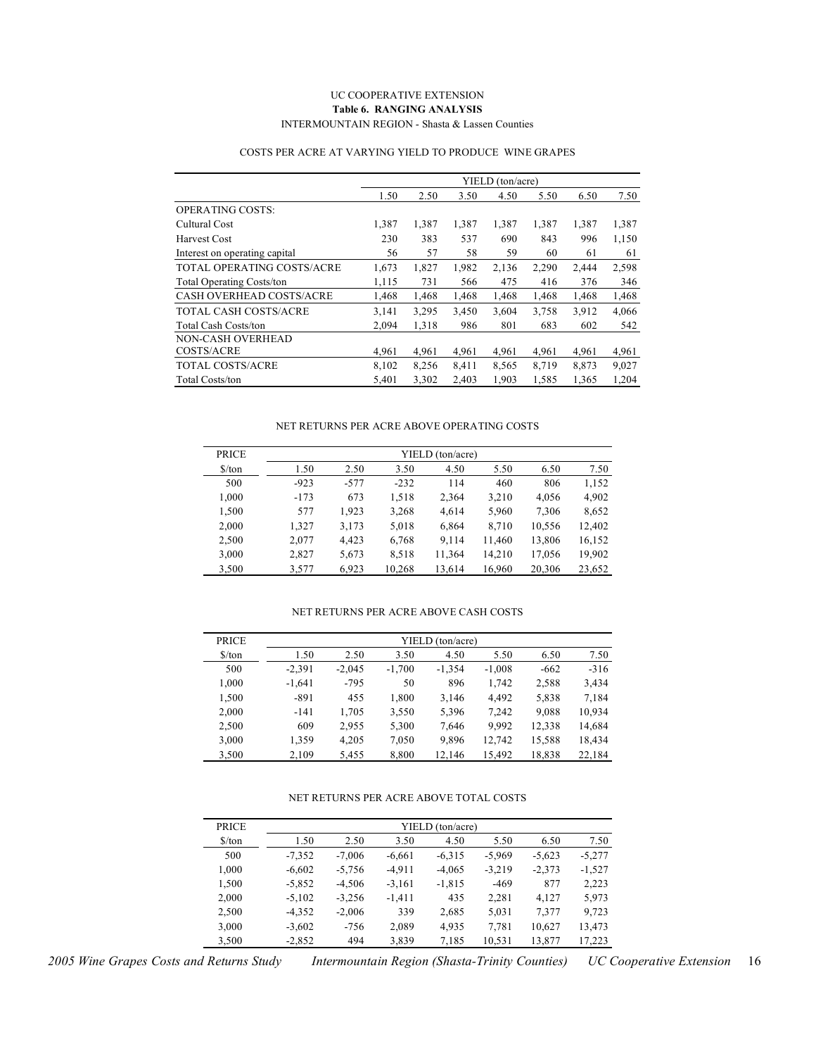UC COOPERATIVE EXTENSION

**Table 6. RANGING ANALYSIS**

INTERMOUNTAIN REGION - Shasta & Lassen Counties

COSTS PER ACRE AT VARYING YIELD TO PRODUCE WINE GRAPES

| | YIELD (ton/acre) | | | | | | |
|---|---|---|---|---|---|---|---|
| | 1.50 | 2.50 | 3.50 | 4.50 | 5.50 | 6.50 | 7.50 |
| OPERATING COSTS: | | | | | | | |
| Cultural Cost | 1,387 | 1,387 | 1,387 | 1,387 | 1,387 | 1,387 | 1,387 |
| Harvest Cost | 230 | 383 | 537 | 690 | 843 | 996 | 1,150 |
| Interest on operating capital | 56 | 57 | 58 | 59 | 60 | 61 | 61 |
| TOTAL OPERATING COSTS/ACRE | 1,673 | 1,827 | 1,982 | 2,136 | 2,290 | 2,444 | 2,598 |
| Total Operating Costs/ton | 1,115 | 731 | 566 | 475 | 416 | 376 | 346 |
| CASH OVERHEAD COSTS/ACRE | 1,468 | 1,468 | 1,468 | 1,468 | 1,468 | 1,468 | 1,468 |
| TOTAL CASH COSTS/ACRE | 3,141 | 3,295 | 3,450 | 3,604 | 3,758 | 3,912 | 4,066 |
| Total Cash Costs/ton | 2,094 | 1,318 | 986 | 801 | 683 | 602 | 542 |
| NON-CASH OVERHEAD COSTS/ACRE | 4,961 | 4,961 | 4,961 | 4,961 | 4,961 | 4,961 | 4,961 |
| TOTAL COSTS/ACRE | 8,102 | 8,256 | 8,411 | 8,565 | 8,719 | 8,873 | 9,027 |
| Total Costs/ton | 5,401 | 3,302 | 2,403 | 1,903 | 1,585 | 1,365 | 1,204 |

NET RETURNS PER ACRE ABOVE OPERATING COSTS

| PRICE | YIELD (ton/acre) | | | | | | |
|---|---|---|---|---|---|---|---|
| $/ton | 1.50 | 2.50 | 3.50 | 4.50 | 5.50 | 6.50 | 7.50 |
| 500 | -923 | -577 | -232 | 114 | 460 | 806 | 1,152 |
| 1,000 | -173 | 673 | 1,518 | 2,364 | 3,210 | 4,056 | 4,902 |
| 1,500 | 577 | 1,923 | 3,268 | 4,614 | 5,960 | 7,306 | 8,652 |
| 2,000 | 1,327 | 3,173 | 5,018 | 6,864 | 8,710 | 10,556 | 12,402 |
| 2,500 | 2,077 | 4,423 | 6,768 | 9,114 | 11,460 | 13,806 | 16,152 |
| 3,000 | 2,827 | 5,673 | 8,518 | 11,364 | 14,210 | 17,056 | 19,902 |
| 3,500 | 3,577 | 6,923 | 10,268 | 13,614 | 16,960 | 20,306 | 23,652 |

NET RETURNS PER ACRE ABOVE CASH COSTS

| PRICE | YIELD (ton/acre) | | | | | | |
|---|---|---|---|---|---|---|---|
| $/ton | 1.50 | 2.50 | 3.50 | 4.50 | 5.50 | 6.50 | 7.50 |
| 500 | -2,391 | -2,045 | -1,700 | -1,354 | -1,008 | -662 | -316 |
| 1,000 | -1,641 | -795 | 50 | 896 | 1,742 | 2,588 | 3,434 |
| 1,500 | -891 | 455 | 1,800 | 3,146 | 4,492 | 5,838 | 7,184 |
| 2,000 | -141 | 1,705 | 3,550 | 5,396 | 7,242 | 9,088 | 10,934 |
| 2,500 | 609 | 2,955 | 5,300 | 7,646 | 9,992 | 12,338 | 14,684 |
| 3,000 | 1,359 | 4,205 | 7,050 | 9,896 | 12,742 | 15,588 | 18,434 |
| 3,500 | 2,109 | 5,455 | 8,800 | 12,146 | 15,492 | 18,838 | 22,184 |

NET RETURNS PER ACRE ABOVE TOTAL COSTS

| PRICE | YIELD (ton/acre) | | | | | | |
|---|---|---|---|---|---|---|---|
| $/ton | 1.50 | 2.50 | 3.50 | 4.50 | 5.50 | 6.50 | 7.50 |
| 500 | -7,352 | -7,006 | -6,661 | -6,315 | -5,969 | -5,623 | -5,277 |
| 1,000 | -6,602 | -5,756 | -4,911 | -4,065 | -3,219 | -2,373 | -1,527 |
| 1,500 | -5,852 | -4,506 | -3,161 | -1,815 | -469 | 877 | 2,223 |
| 2,000 | -5,102 | -3,256 | -1,411 | 435 | 2,281 | 4,127 | 5,973 |
| 2,500 | -4,352 | -2,006 | 339 | 2,685 | 5,031 | 7,377 | 9,723 |
| 3,000 | -3,602 | -756 | 2,089 | 4,935 | 7,781 | 10,627 | 13,473 |
| 3,500 | -2,852 | 494 | 3,839 | 7,185 | 10,531 | 13,877 | 17,223 |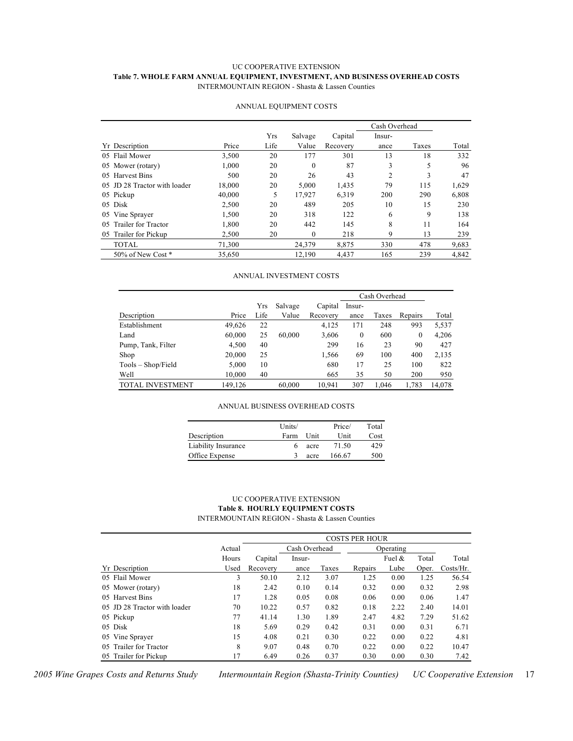UC COOPERATIVE EXTENSION

**Table 7. WHOLE FARM ANNUAL EQUIPMENT, INVESTMENT, AND BUSINESS OVERHEAD COSTS**

INTERMOUNTAIN REGION - Shasta & Lassen Counties

ANNUAL EQUIPMENT COSTS

| | | | | | Cash Overhead | | |
|---|---|---|---|---|---|---|---|
| Yr Description | Price | Yrs Life | Salvage Value | Capital Recovery | Insur-ance | Taxes | Total |
| 05 Flail Mower | 3,500 | 20 | 177 | 301 | 13 | 18 | 332 |
| 05 Mower (rotary) | 1,000 | 20 | 0 | 87 | 3 | 5 | 96 |
| 05 Harvest Bins | 500 | 20 | 26 | 43 | 2 | 3 | 47 |
| 05 JD 28 Tractor with loader | 18,000 | 20 | 5,000 | 1,435 | 79 | 115 | 1,629 |
| 05 Pickup | 40,000 | 5 | 17,927 | 6,319 | 200 | 290 | 6,808 |
| 05 Disk | 2,500 | 20 | 489 | 205 | 10 | 15 | 230 |
| 05 Vine Sprayer | 1,500 | 20 | 318 | 122 | 6 | 9 | 138 |
| 05 Trailer for Tractor | 1,800 | 20 | 442 | 145 | 8 | 11 | 164 |
| 05 Trailer for Pickup | 2,500 | 20 | 0 | 218 | 9 | 13 | 239 |
| TOTAL | 71,300 | | 24,379 | 8,875 | 330 | 478 | 9,683 |
| 50% of New Cost * | 35,650 | | 12,190 | 4,437 | 165 | 239 | 4,842 |

ANNUAL INVESTMENT COSTS

| | | | | | Cash Overhead | | | |
|---|---|---|---|---|---|---|---|---|
| Description | Price | Yrs Life | Salvage Value | Capital Recovery | Insur-ance | Taxes | Repairs | Total |
| Establishment | 49,626 | 22 | | 4,125 | 171 | 248 | 993 | 5,537 |
| Land | 60,000 | 25 | 60,000 | 3,606 | 0 | 600 | 0 | 4,206 |
| Pump, Tank, Filter | 4,500 | 40 | | 299 | 16 | 23 | 90 | 427 |
| Shop | 20,000 | 25 | | 1,566 | 69 | 100 | 400 | 2,135 |
| Tools – Shop/Field | 5,000 | 10 | | 680 | 17 | 25 | 100 | 822 |
| Well | 10,000 | 40 | | 665 | 35 | 50 | 200 | 950 |
| TOTAL INVESTMENT | 149,126 | | 60,000 | 10,941 | 307 | 1,046 | 1,783 | 14,078 |

ANNUAL BUSINESS OVERHEAD COSTS

| Description | Units/ Farm | Unit | Price/ Unit | Total Cost |
|---|---|---|---|---|
| Liability Insurance | 6 | acre | 71.50 | 429 |
| Office Expense | 3 | acre | 166.67 | 500 |

UC COOPERATIVE EXTENSION

**Table 8. HOURLY EQUIPMENT COSTS**

INTERMOUNTAIN REGION - Shasta & Lassen Counties

| | | COSTS PER HOUR | | | | | | |
|---|---|---|---|---|---|---|---|---|
| | | | Cash Overhead | | Operating | | | |
| Yr Description | Actual Hours Used | Capital Recovery | Insur-ance | Taxes | Repairs | Fuel & Lube | Total Oper. | Total Costs/Hr. |
| 05 Flail Mower | 3 | 50.10 | 2.12 | 3.07 | 1.25 | 0.00 | 1.25 | 56.54 |
| 05 Mower (rotary) | 18 | 2.42 | 0.10 | 0.14 | 0.32 | 0.00 | 0.32 | 2.98 |
| 05 Harvest Bins | 17 | 1.28 | 0.05 | 0.08 | 0.06 | 0.00 | 0.06 | 1.47 |
| 05 JD 28 Tractor with loader | 70 | 10.22 | 0.57 | 0.82 | 0.18 | 2.22 | 2.40 | 14.01 |
| 05 Pickup | 77 | 41.14 | 1.30 | 1.89 | 2.47 | 4.82 | 7.29 | 51.62 |
| 05 Disk | 18 | 5.69 | 0.29 | 0.42 | 0.31 | 0.00 | 0.31 | 6.71 |
| 05 Vine Sprayer | 15 | 4.08 | 0.21 | 0.30 | 0.22 | 0.00 | 0.22 | 4.81 |
| 05 Trailer for Tractor | 8 | 9.07 | 0.48 | 0.70 | 0.22 | 0.00 | 0.22 | 10.47 |
| 05 Trailer for Pickup | 17 | 6.49 | 0.26 | 0.37 | 0.30 | 0.00 | 0.30 | 7.42 |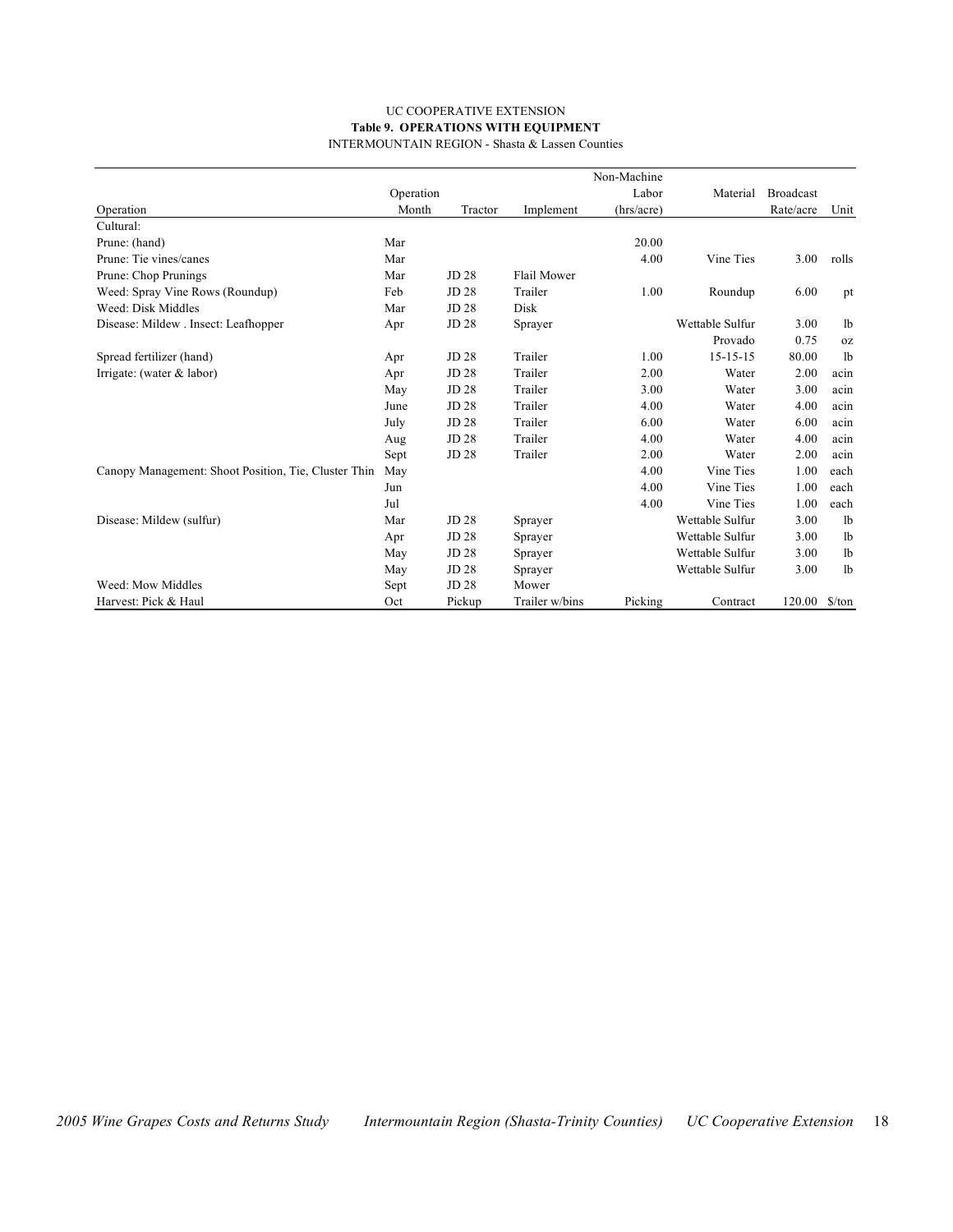UC COOPERATIVE EXTENSION

**Table 9. OPERATIONS WITH EQUIPMENT**

INTERMOUNTAIN REGION - Shasta & Lassen Counties

| Operation | Operation Month | Tractor | Implement | Non-Machine Labor (hrs/acre) | Material | Broadcast Rate/acre | Unit |
|---|---|---|---|---|---|---|---|
| Cultural: | | | | | | | |
| Prune: (hand) | Mar | | | 20.00 | | | |
| Prune: Tie vines/canes | Mar | | | 4.00 | Vine Ties | 3.00 | rolls |
| Prune: Chop Prunings | Mar | JD 28 | Flail Mower | | | | |
| Weed: Spray Vine Rows (Roundup) | Feb | JD 28 | Trailer | 1.00 | Roundup | 6.00 | pt |
| Weed: Disk Middles | Mar | JD 28 | Disk | | | | |
| Disease: Mildew . Insect: Leafhopper | Apr | JD 28 | Sprayer | | Wettable Sulfur | 3.00 | lb |
| | | | | | Provado | 0.75 | oz |
| Spread fertilizer (hand) | Apr | JD 28 | Trailer | 1.00 | 15-15-15 | 80.00 | lb |
| Irrigate: (water & labor) | Apr | JD 28 | Trailer | 2.00 | Water | 2.00 | acin |
| | May | JD 28 | Trailer | 3.00 | Water | 3.00 | acin |
| | June | JD 28 | Trailer | 4.00 | Water | 4.00 | acin |
| | July | JD 28 | Trailer | 6.00 | Water | 6.00 | acin |
| | Aug | JD 28 | Trailer | 4.00 | Water | 4.00 | acin |
| | Sept | JD 28 | Trailer | 2.00 | Water | 2.00 | acin |
| Canopy Management: Shoot Position, Tie, Cluster Thin | May | | | 4.00 | Vine Ties | 1.00 | each |
| | Jun | | | 4.00 | Vine Ties | 1.00 | each |
| | Jul | | | 4.00 | Vine Ties | 1.00 | each |
| Disease: Mildew (sulfur) | Mar | JD 28 | Sprayer | | Wettable Sulfur | 3.00 | lb |
| | Apr | JD 28 | Sprayer | | Wettable Sulfur | 3.00 | lb |
| | May | JD 28 | Sprayer | | Wettable Sulfur | 3.00 | lb |
| | May | JD 28 | Sprayer | | Wettable Sulfur | 3.00 | lb |
| Weed: Mow Middles | Sept | JD 28 | Mower | | | | |
| Harvest: Pick & Haul | Oct | Pickup | Trailer w/bins | Picking | Contract | 120.00 | $/ton |